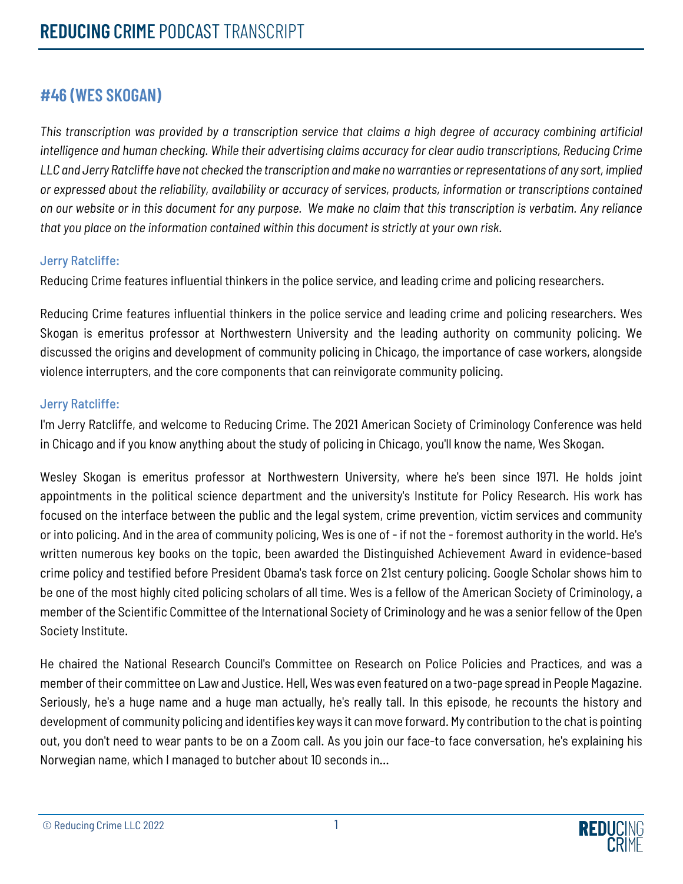# REDUCING CRIME PODCAST TRANSCRIPT

## #46 (WES SKOGAN)

*This transcription was provided by a transcription service that claims a high degree of accuracy combining artificial intelligence and human checking. While their advertising claims accuracy for clear audio transcriptions, Reducing Crime LLC and Jerry Ratcliffe have not checked the transcription and make no warranties or representations of any sort, implied or expressed about the reliability, availability or accuracy of services, products, information or transcriptions contained on our website or in this document for any purpose. We make no claim that this transcription is verbatim. Any reliance that you place on the information contained within this document is strictly at your own risk.*

Jerry Ratcliffe:

Reducing Crime features influential thinkers in the police service, and leading crime and policing researchers.

Reducing Crime features influential thinkers in the police service and leading crime and policing researchers. Wes Skogan is emeritus professor at Northwestern University and the leading authority on community policing. We discussed the origins and development of community policing in Chicago, the importance of case workers, alongside violence interrupters, and the core components that can reinvigorate community policing.

Jerry Ratcliffe:

I'm Jerry Ratcliffe, and welcome to Reducing Crime. The 2021 American Society of Criminology Conference was held in Chicago and if you know anything about the study of policing in Chicago, you'll know the name, Wes Skogan.

Wesley Skogan is emeritus professor at Northwestern University, where he's been since 1971. He holds joint appointments in the political science department and the university's Institute for Policy Research. His work has focused on the interface between the public and the legal system, crime prevention, victim services and community or into policing. And in the area of community policing, Wes is one of - if not the - foremost authority in the world. He's written numerous key books on the topic, been awarded the Distinguished Achievement Award in evidence-based crime policy and testified before President Obama's task force on 21st century policing. Google Scholar shows him to be one of the most highly cited policing scholars of all time. Wes is a fellow of the American Society of Criminology, a member of the Scientific Committee of the International Society of Criminology and he was a senior fellow of the Open Society Institute.

He chaired the National Research Council's Committee on Research on Police Policies and Practices, and was a member of their committee on Law and Justice. Hell, Wes was even featured on a two-page spread in People Magazine. Seriously, he's a huge name and a huge man actually, he's really tall. In this episode, he recounts the history and development of community policing and identifies key ways it can move forward. My contribution to the chat is pointing out, you don't need to wear pants to be on a Zoom call. As you join our face-to face conversation, he's explaining his Norwegian name, which I managed to butcher about 10 seconds in...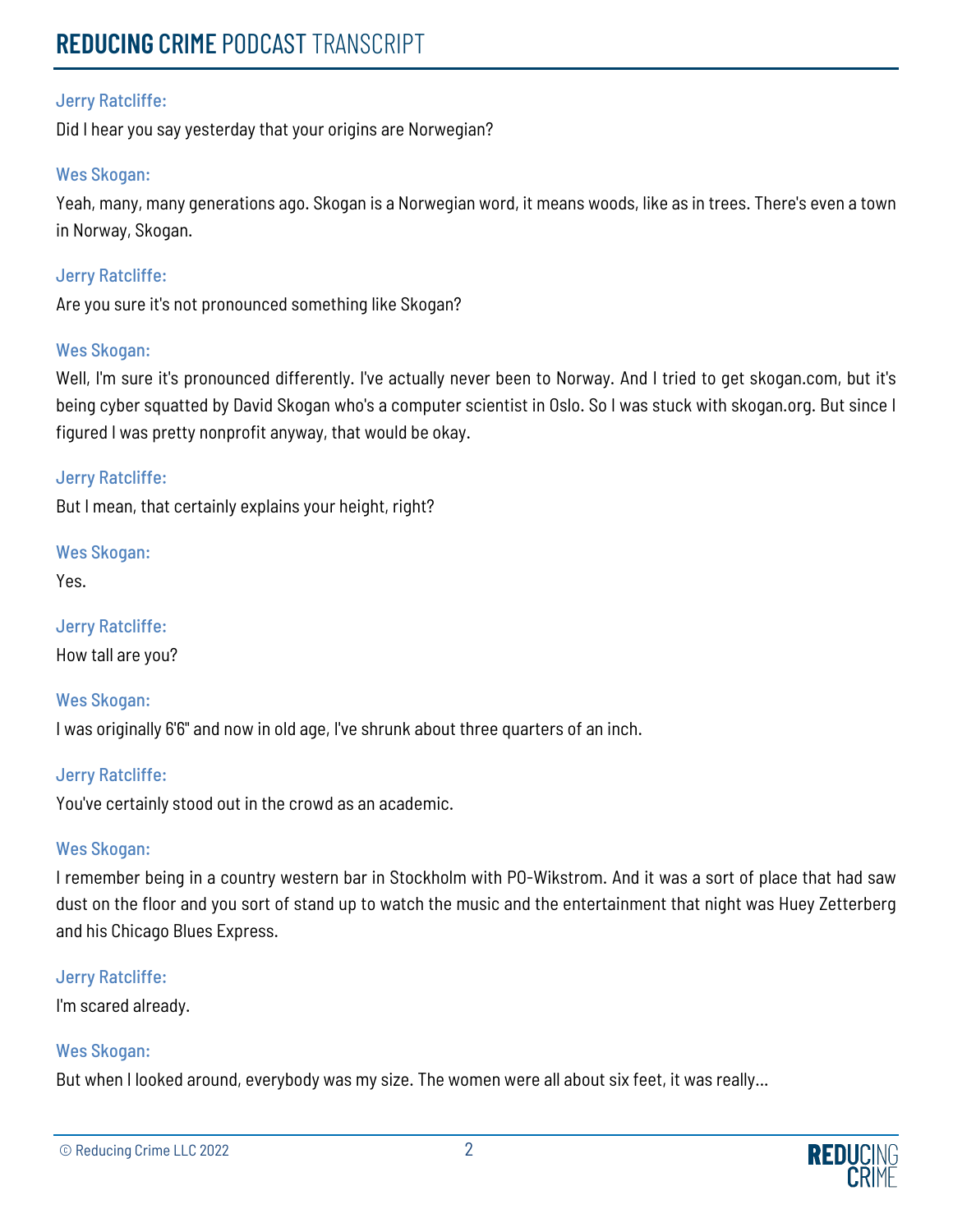**Jerry Ratcliffe:**

Did I hear you say yesterday that your origins are Norwegian?

**Wes Skogan:**

Yeah, many, many generations ago. Skogan is a Norwegian word, it means woods, like as in trees. There's even a town in Norway, Skogan.

**Jerry Ratcliffe:**

Are you sure it's not pronounced something like Skogan?

**Wes Skogan:**

Well, I'm sure it's pronounced differently. I've actually never been to Norway. And I tried to get skogan.com, but it's being cyber squatted by David Skogan who's a computer scientist in Oslo. So I was stuck with skogan.org. But since I figured I was pretty nonprofit anyway, that would be okay.

**Jerry Ratcliffe:**

But I mean, that certainly explains your height, right?

**Wes Skogan:**

Yes.

**Jerry Ratcliffe:**

How tall are you?

**Wes Skogan:**

I was originally 6'6" and now in old age, I've shrunk about three quarters of an inch.

**Jerry Ratcliffe:**

You've certainly stood out in the crowd as an academic.

**Wes Skogan:**

I remember being in a country western bar in Stockholm with PO-Wikstrom. And it was a sort of place that had saw dust on the floor and you sort of stand up to watch the music and the entertainment that night was Huey Zetterberg and his Chicago Blues Express.

**Jerry Ratcliffe:**

I'm scared already.

**Wes Skogan:**

But when I looked around, everybody was my size. The women were all about six feet, it was really...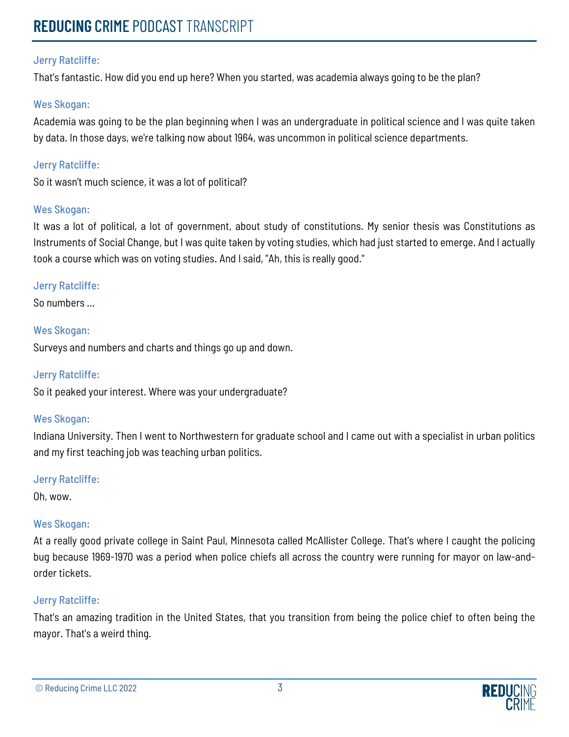Jerry Ratcliffe:

That's fantastic. How did you end up here? When you started, was academia always going to be the plan?

Wes Skogan:

Academia was going to be the plan beginning when I was an undergraduate in political science and I was quite taken by data. In those days, we're talking now about 1964, was uncommon in political science departments.

Jerry Ratcliffe:

So it wasn't much science, it was a lot of political?

Wes Skogan:

It was a lot of political, a lot of government, about study of constitutions. My senior thesis was Constitutions as Instruments of Social Change, but I was quite taken by voting studies, which had just started to emerge. And I actually took a course which was on voting studies. And I said, "Ah, this is really good."

Jerry Ratcliffe:

So numbers ...

Wes Skogan:

Surveys and numbers and charts and things go up and down.

Jerry Ratcliffe:

So it peaked your interest. Where was your undergraduate?

Wes Skogan:

Indiana University. Then I went to Northwestern for graduate school and I came out with a specialist in urban politics and my first teaching job was teaching urban politics.

Jerry Ratcliffe:

Oh, wow.

Wes Skogan:

At a really good private college in Saint Paul, Minnesota called McAllister College. That's where I caught the policing bug because 1969-1970 was a period when police chiefs all across the country were running for mayor on law-and-order tickets.

Jerry Ratcliffe:

That's an amazing tradition in the United States, that you transition from being the police chief to often being the mayor. That's a weird thing.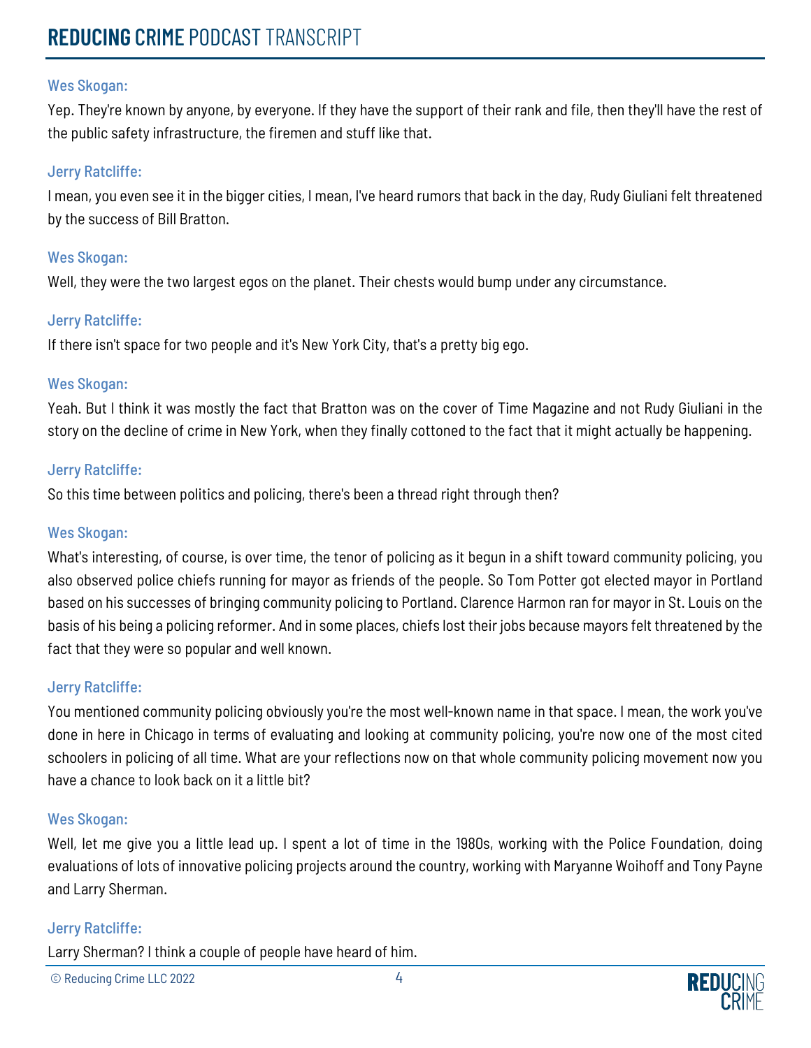Wes Skogan:

Yep. They're known by anyone, by everyone. If they have the support of their rank and file, then they'll have the rest of the public safety infrastructure, the firemen and stuff like that.

Jerry Ratcliffe:

I mean, you even see it in the bigger cities, I mean, I've heard rumors that back in the day, Rudy Giuliani felt threatened by the success of Bill Bratton.

Wes Skogan:

Well, they were the two largest egos on the planet. Their chests would bump under any circumstance.

Jerry Ratcliffe:

If there isn't space for two people and it's New York City, that's a pretty big ego.

Wes Skogan:

Yeah. But I think it was mostly the fact that Bratton was on the cover of Time Magazine and not Rudy Giuliani in the story on the decline of crime in New York, when they finally cottoned to the fact that it might actually be happening.

Jerry Ratcliffe:

So this time between politics and policing, there's been a thread right through then?

Wes Skogan:

What's interesting, of course, is over time, the tenor of policing as it begun in a shift toward community policing, you also observed police chiefs running for mayor as friends of the people. So Tom Potter got elected mayor in Portland based on his successes of bringing community policing to Portland. Clarence Harmon ran for mayor in St. Louis on the basis of his being a policing reformer. And in some places, chiefs lost their jobs because mayors felt threatened by the fact that they were so popular and well known.

Jerry Ratcliffe:

You mentioned community policing obviously you're the most well-known name in that space. I mean, the work you've done in here in Chicago in terms of evaluating and looking at community policing, you're now one of the most cited schoolers in policing of all time. What are your reflections now on that whole community policing movement now you have a chance to look back on it a little bit?

Wes Skogan:

Well, let me give you a little lead up. I spent a lot of time in the 1980s, working with the Police Foundation, doing evaluations of lots of innovative policing projects around the country, working with Maryanne Woihoff and Tony Payne and Larry Sherman.

Jerry Ratcliffe:

Larry Sherman? I think a couple of people have heard of him.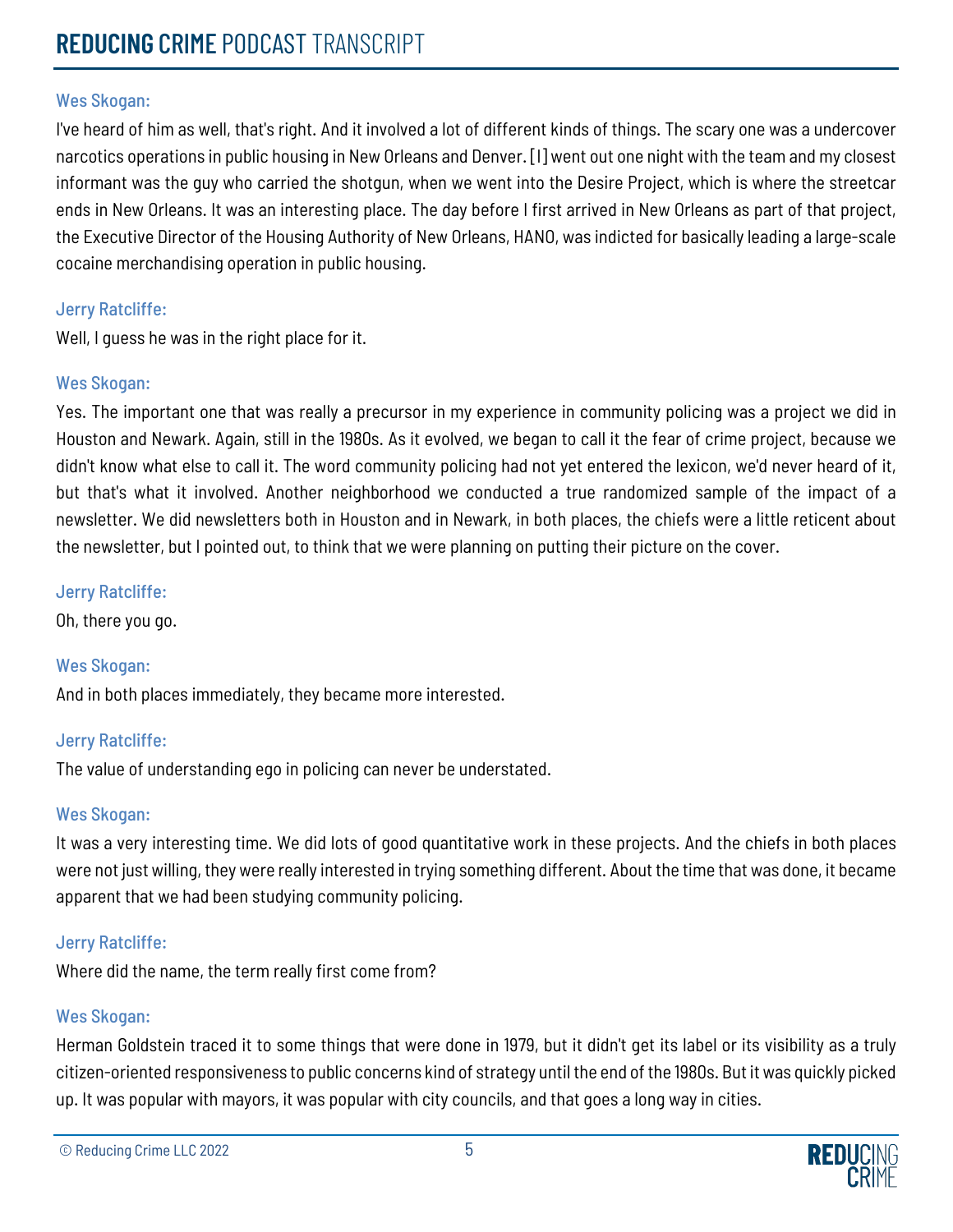Wes Skogan:

I've heard of him as well, that's right. And it involved a lot of different kinds of things. The scary one was a undercover narcotics operations in public housing in New Orleans and Denver. [I] went out one night with the team and my closest informant was the guy who carried the shotgun, when we went into the Desire Project, which is where the streetcar ends in New Orleans. It was an interesting place. The day before I first arrived in New Orleans as part of that project, the Executive Director of the Housing Authority of New Orleans, HANO, was indicted for basically leading a large-scale cocaine merchandising operation in public housing.

Jerry Ratcliffe:

Well, I guess he was in the right place for it.

Wes Skogan:

Yes. The important one that was really a precursor in my experience in community policing was a project we did in Houston and Newark. Again, still in the 1980s. As it evolved, we began to call it the fear of crime project, because we didn't know what else to call it. The word community policing had not yet entered the lexicon, we'd never heard of it, but that's what it involved. Another neighborhood we conducted a true randomized sample of the impact of a newsletter. We did newsletters both in Houston and in Newark, in both places, the chiefs were a little reticent about the newsletter, but I pointed out, to think that we were planning on putting their picture on the cover.

Jerry Ratcliffe:

Oh, there you go.

Wes Skogan:

And in both places immediately, they became more interested.

Jerry Ratcliffe:

The value of understanding ego in policing can never be understated.

Wes Skogan:

It was a very interesting time. We did lots of good quantitative work in these projects. And the chiefs in both places were not just willing, they were really interested in trying something different. About the time that was done, it became apparent that we had been studying community policing.

Jerry Ratcliffe:

Where did the name, the term really first come from?

Wes Skogan:

Herman Goldstein traced it to some things that were done in 1979, but it didn't get its label or its visibility as a truly citizen-oriented responsiveness to public concerns kind of strategy until the end of the 1980s. But it was quickly picked up. It was popular with mayors, it was popular with city councils, and that goes a long way in cities.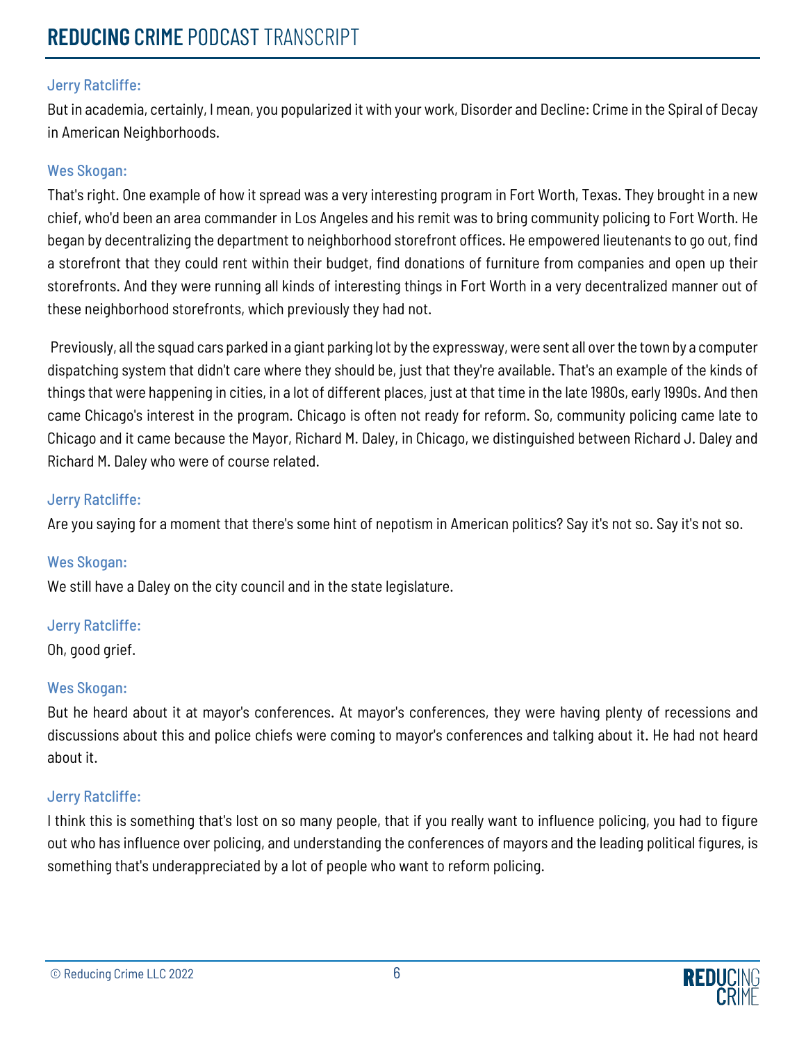Jerry Ratcliffe:

But in academia, certainly, I mean, you popularized it with your work, Disorder and Decline: Crime in the Spiral of Decay in American Neighborhoods.

Wes Skogan:

That's right. One example of how it spread was a very interesting program in Fort Worth, Texas. They brought in a new chief, who'd been an area commander in Los Angeles and his remit was to bring community policing to Fort Worth. He began by decentralizing the department to neighborhood storefront offices. He empowered lieutenants to go out, find a storefront that they could rent within their budget, find donations of furniture from companies and open up their storefronts. And they were running all kinds of interesting things in Fort Worth in a very decentralized manner out of these neighborhood storefronts, which previously they had not.

Previously, all the squad cars parked in a giant parking lot by the expressway, were sent all over the town by a computer dispatching system that didn't care where they should be, just that they're available. That's an example of the kinds of things that were happening in cities, in a lot of different places, just at that time in the late 1980s, early 1990s. And then came Chicago's interest in the program. Chicago is often not ready for reform. So, community policing came late to Chicago and it came because the Mayor, Richard M. Daley, in Chicago, we distinguished between Richard J. Daley and Richard M. Daley who were of course related.

Jerry Ratcliffe:

Are you saying for a moment that there's some hint of nepotism in American politics? Say it's not so. Say it's not so.

Wes Skogan:

We still have a Daley on the city council and in the state legislature.

Jerry Ratcliffe:

Oh, good grief.

Wes Skogan:

But he heard about it at mayor's conferences. At mayor's conferences, they were having plenty of recessions and discussions about this and police chiefs were coming to mayor's conferences and talking about it. He had not heard about it.

Jerry Ratcliffe:

I think this is something that's lost on so many people, that if you really want to influence policing, you had to figure out who has influence over policing, and understanding the conferences of mayors and the leading political figures, is something that's underappreciated by a lot of people who want to reform policing.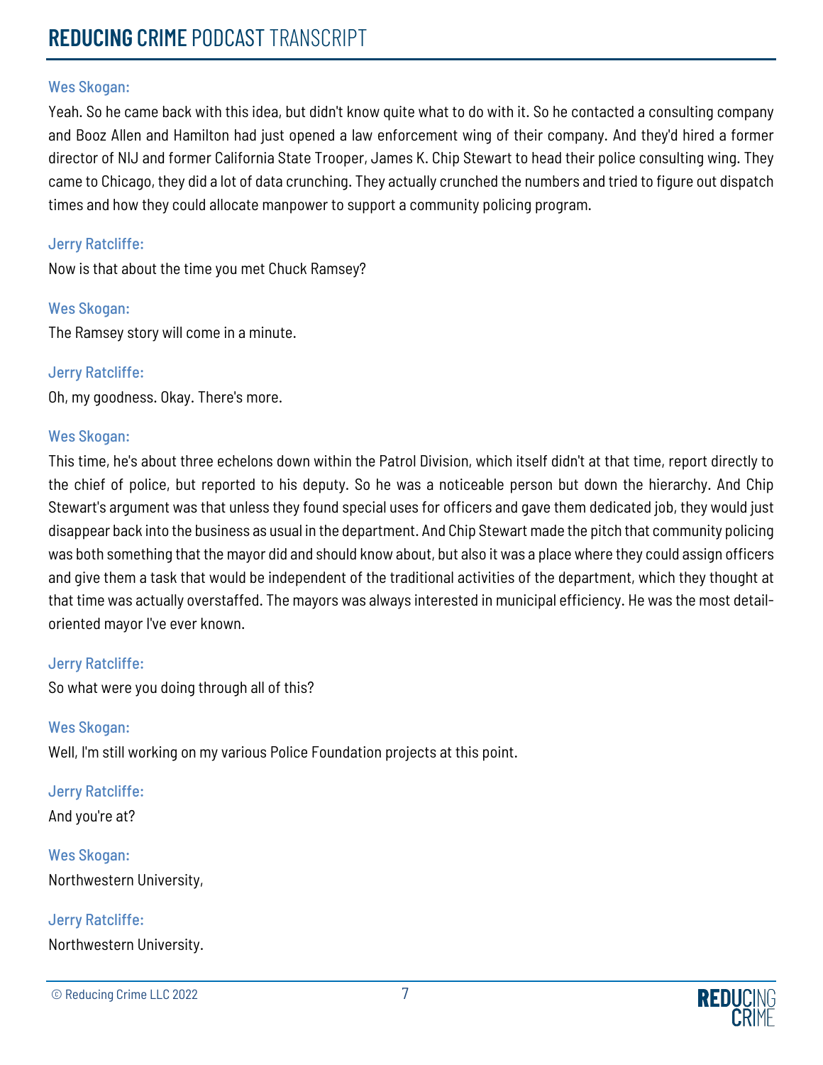Wes Skogan:

Yeah. So he came back with this idea, but didn't know quite what to do with it. So he contacted a consulting company and Booz Allen and Hamilton had just opened a law enforcement wing of their company. And they'd hired a former director of NIJ and former California State Trooper, James K. Chip Stewart to head their police consulting wing. They came to Chicago, they did a lot of data crunching. They actually crunched the numbers and tried to figure out dispatch times and how they could allocate manpower to support a community policing program.

Jerry Ratcliffe:

Now is that about the time you met Chuck Ramsey?

Wes Skogan:

The Ramsey story will come in a minute.

Jerry Ratcliffe:

Oh, my goodness. Okay. There's more.

Wes Skogan:

This time, he's about three echelons down within the Patrol Division, which itself didn't at that time, report directly to the chief of police, but reported to his deputy. So he was a noticeable person but down the hierarchy. And Chip Stewart's argument was that unless they found special uses for officers and gave them dedicated job, they would just disappear back into the business as usual in the department. And Chip Stewart made the pitch that community policing was both something that the mayor did and should know about, but also it was a place where they could assign officers and give them a task that would be independent of the traditional activities of the department, which they thought at that time was actually overstaffed. The mayors was always interested in municipal efficiency. He was the most detail-oriented mayor I've ever known.

Jerry Ratcliffe:

So what were you doing through all of this?

Wes Skogan:

Well, I'm still working on my various Police Foundation projects at this point.

Jerry Ratcliffe:

And you're at?

Wes Skogan:

Northwestern University,

Jerry Ratcliffe:

Northwestern University.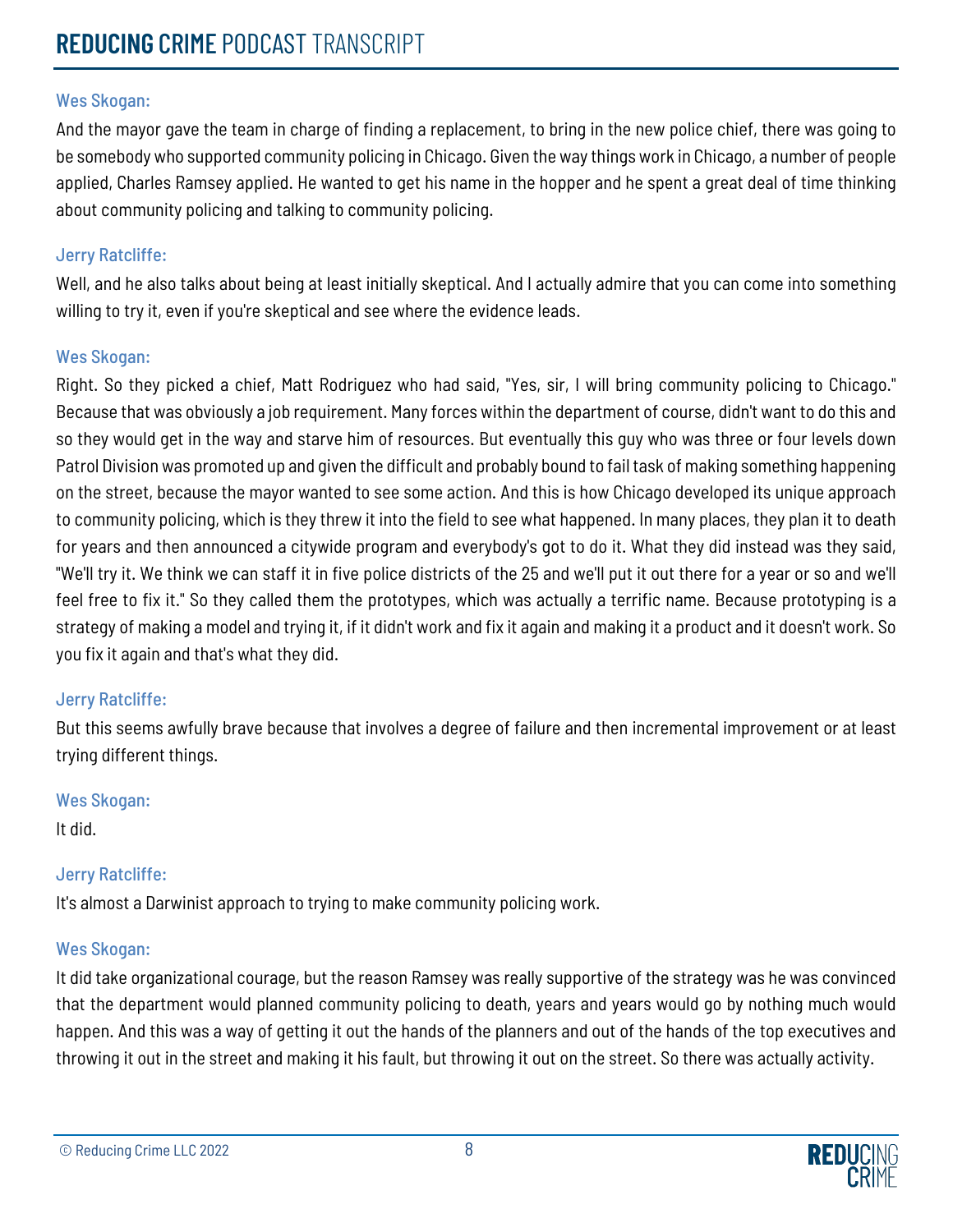Wes Skogan:

And the mayor gave the team in charge of finding a replacement, to bring in the new police chief, there was going to be somebody who supported community policing in Chicago. Given the way things work in Chicago, a number of people applied, Charles Ramsey applied. He wanted to get his name in the hopper and he spent a great deal of time thinking about community policing and talking to community policing.

Jerry Ratcliffe:

Well, and he also talks about being at least initially skeptical. And I actually admire that you can come into something willing to try it, even if you're skeptical and see where the evidence leads.

Wes Skogan:

Right. So they picked a chief, Matt Rodriguez who had said, "Yes, sir, I will bring community policing to Chicago." Because that was obviously a job requirement. Many forces within the department of course, didn't want to do this and so they would get in the way and starve him of resources. But eventually this guy who was three or four levels down Patrol Division was promoted up and given the difficult and probably bound to fail task of making something happening on the street, because the mayor wanted to see some action. And this is how Chicago developed its unique approach to community policing, which is they threw it into the field to see what happened. In many places, they plan it to death for years and then announced a citywide program and everybody's got to do it. What they did instead was they said, "We'll try it. We think we can staff it in five police districts of the 25 and we'll put it out there for a year or so and we'll feel free to fix it." So they called them the prototypes, which was actually a terrific name. Because prototyping is a strategy of making a model and trying it, if it didn't work and fix it again and making it a product and it doesn't work. So you fix it again and that's what they did.

Jerry Ratcliffe:

But this seems awfully brave because that involves a degree of failure and then incremental improvement or at least trying different things.

Wes Skogan:

It did.

Jerry Ratcliffe:

It's almost a Darwinist approach to trying to make community policing work.

Wes Skogan:

It did take organizational courage, but the reason Ramsey was really supportive of the strategy was he was convinced that the department would planned community policing to death, years and years would go by nothing much would happen. And this was a way of getting it out the hands of the planners and out of the hands of the top executives and throwing it out in the street and making it his fault, but throwing it out on the street. So there was actually activity.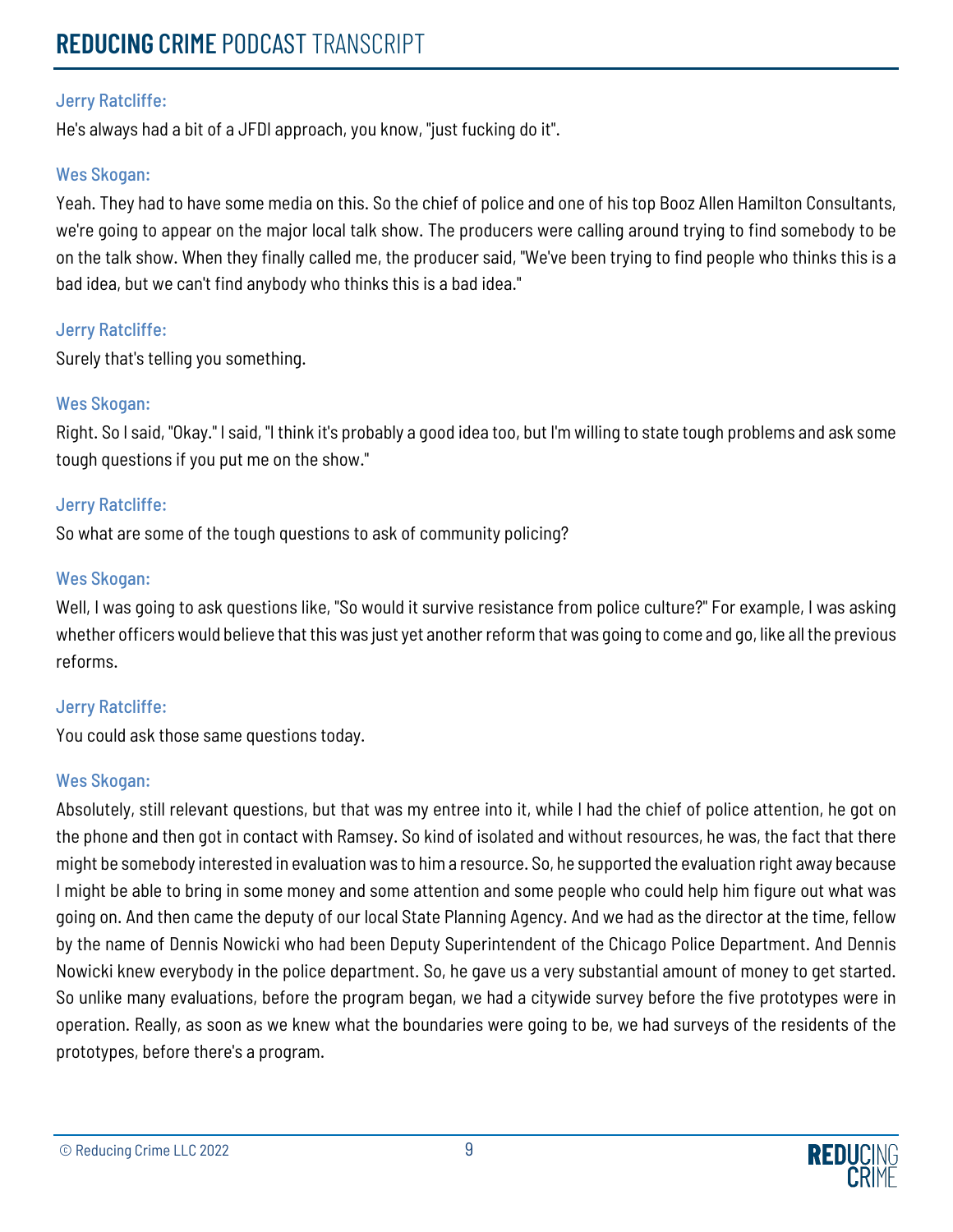Jerry Ratcliffe:

He's always had a bit of a JFDI approach, you know, "just fucking do it".

Wes Skogan:

Yeah. They had to have some media on this. So the chief of police and one of his top Booz Allen Hamilton Consultants, we're going to appear on the major local talk show. The producers were calling around trying to find somebody to be on the talk show. When they finally called me, the producer said, "We've been trying to find people who thinks this is a bad idea, but we can't find anybody who thinks this is a bad idea."

Jerry Ratcliffe:

Surely that's telling you something.

Wes Skogan:

Right. So I said, "Okay." I said, "I think it's probably a good idea too, but I'm willing to state tough problems and ask some tough questions if you put me on the show."

Jerry Ratcliffe:

So what are some of the tough questions to ask of community policing?

Wes Skogan:

Well, I was going to ask questions like, "So would it survive resistance from police culture?" For example, I was asking whether officers would believe that this was just yet another reform that was going to come and go, like all the previous reforms.

Jerry Ratcliffe:

You could ask those same questions today.

Wes Skogan:

Absolutely, still relevant questions, but that was my entree into it, while I had the chief of police attention, he got on the phone and then got in contact with Ramsey. So kind of isolated and without resources, he was, the fact that there might be somebody interested in evaluation was to him a resource. So, he supported the evaluation right away because I might be able to bring in some money and some attention and some people who could help him figure out what was going on. And then came the deputy of our local State Planning Agency. And we had as the director at the time, fellow by the name of Dennis Nowicki who had been Deputy Superintendent of the Chicago Police Department. And Dennis Nowicki knew everybody in the police department. So, he gave us a very substantial amount of money to get started. So unlike many evaluations, before the program began, we had a citywide survey before the five prototypes were in operation. Really, as soon as we knew what the boundaries were going to be, we had surveys of the residents of the prototypes, before there's a program.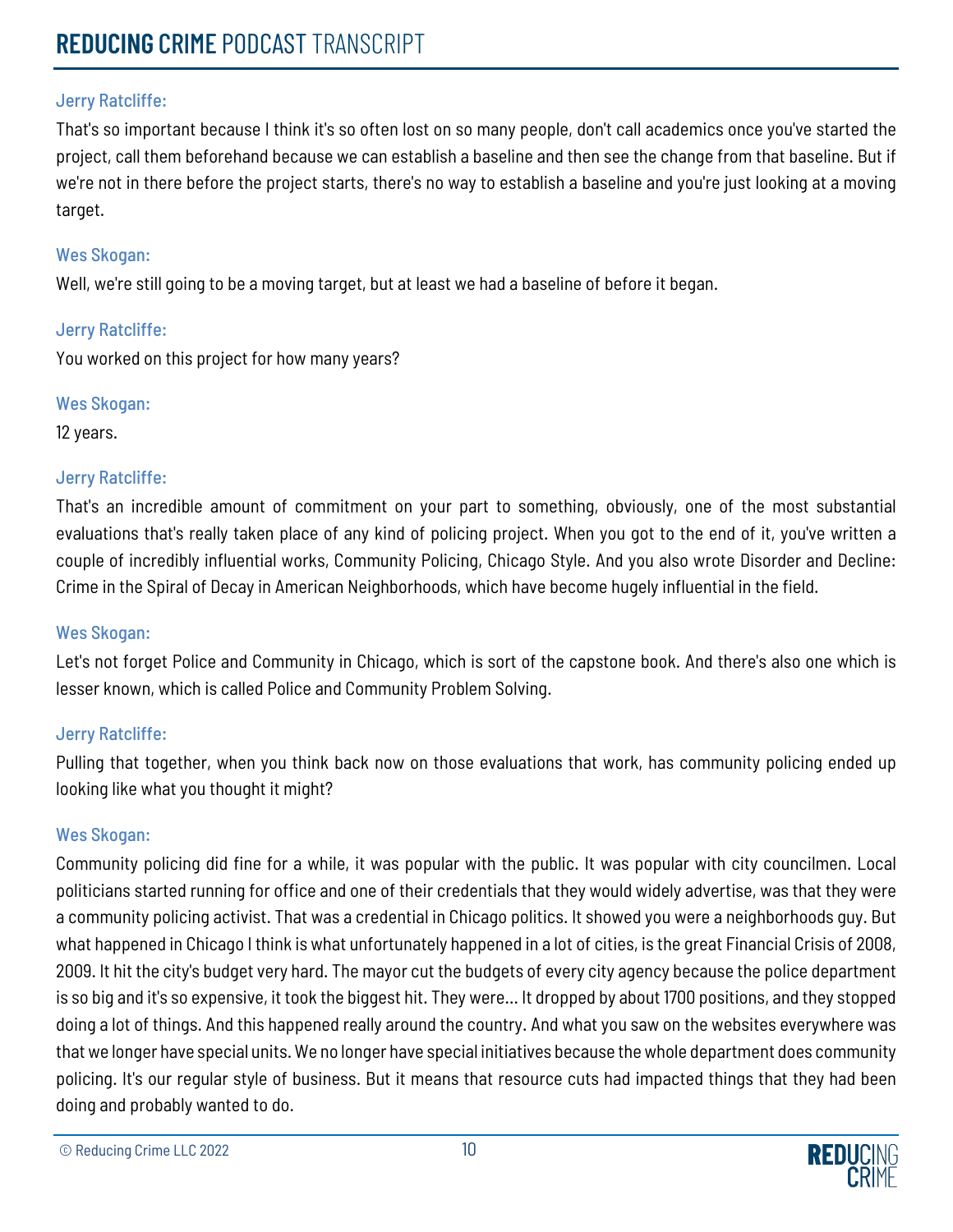**Jerry Ratcliffe:**

That's so important because I think it's so often lost on so many people, don't call academics once you've started the project, call them beforehand because we can establish a baseline and then see the change from that baseline. But if we're not in there before the project starts, there's no way to establish a baseline and you're just looking at a moving target.

**Wes Skogan:**

Well, we're still going to be a moving target, but at least we had a baseline of before it began.

**Jerry Ratcliffe:**

You worked on this project for how many years?

**Wes Skogan:**

12 years.

**Jerry Ratcliffe:**

That's an incredible amount of commitment on your part to something, obviously, one of the most substantial evaluations that's really taken place of any kind of policing project. When you got to the end of it, you've written a couple of incredibly influential works, Community Policing, Chicago Style. And you also wrote Disorder and Decline: Crime in the Spiral of Decay in American Neighborhoods, which have become hugely influential in the field.

**Wes Skogan:**

Let's not forget Police and Community in Chicago, which is sort of the capstone book. And there's also one which is lesser known, which is called Police and Community Problem Solving.

**Jerry Ratcliffe:**

Pulling that together, when you think back now on those evaluations that work, has community policing ended up looking like what you thought it might?

**Wes Skogan:**

Community policing did fine for a while, it was popular with the public. It was popular with city councilmen. Local politicians started running for office and one of their credentials that they would widely advertise, was that they were a community policing activist. That was a credential in Chicago politics. It showed you were a neighborhoods guy. But what happened in Chicago I think is what unfortunately happened in a lot of cities, is the great Financial Crisis of 2008, 2009. It hit the city's budget very hard. The mayor cut the budgets of every city agency because the police department is so big and it's so expensive, it took the biggest hit. They were... It dropped by about 1700 positions, and they stopped doing a lot of things. And this happened really around the country. And what you saw on the websites everywhere was that we longer have special units. We no longer have special initiatives because the whole department does community policing. It's our regular style of business. But it means that resource cuts had impacted things that they had been doing and probably wanted to do.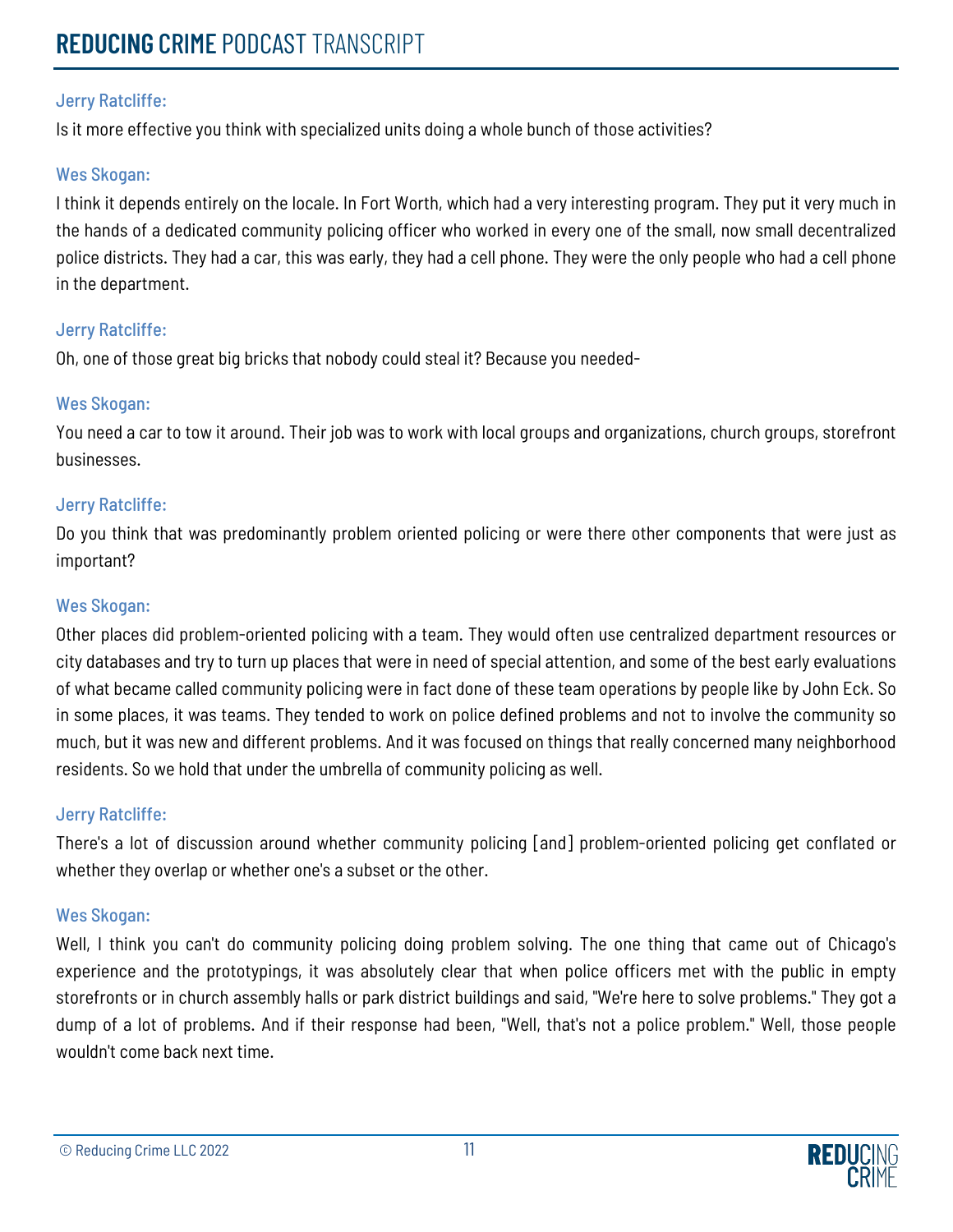Jerry Ratcliffe:

Is it more effective you think with specialized units doing a whole bunch of those activities?

Wes Skogan:

I think it depends entirely on the locale. In Fort Worth, which had a very interesting program. They put it very much in the hands of a dedicated community policing officer who worked in every one of the small, now small decentralized police districts. They had a car, this was early, they had a cell phone. They were the only people who had a cell phone in the department.

Jerry Ratcliffe:

Oh, one of those great big bricks that nobody could steal it? Because you needed-

Wes Skogan:

You need a car to tow it around. Their job was to work with local groups and organizations, church groups, storefront businesses.

Jerry Ratcliffe:

Do you think that was predominantly problem oriented policing or were there other components that were just as important?

Wes Skogan:

Other places did problem-oriented policing with a team. They would often use centralized department resources or city databases and try to turn up places that were in need of special attention, and some of the best early evaluations of what became called community policing were in fact done of these team operations by people like by John Eck. So in some places, it was teams. They tended to work on police defined problems and not to involve the community so much, but it was new and different problems. And it was focused on things that really concerned many neighborhood residents. So we hold that under the umbrella of community policing as well.

Jerry Ratcliffe:

There's a lot of discussion around whether community policing [and] problem-oriented policing get conflated or whether they overlap or whether one's a subset or the other.

Wes Skogan:

Well, I think you can't do community policing doing problem solving. The one thing that came out of Chicago's experience and the prototypings, it was absolutely clear that when police officers met with the public in empty storefronts or in church assembly halls or park district buildings and said, "We're here to solve problems." They got a dump of a lot of problems. And if their response had been, "Well, that's not a police problem." Well, those people wouldn't come back next time.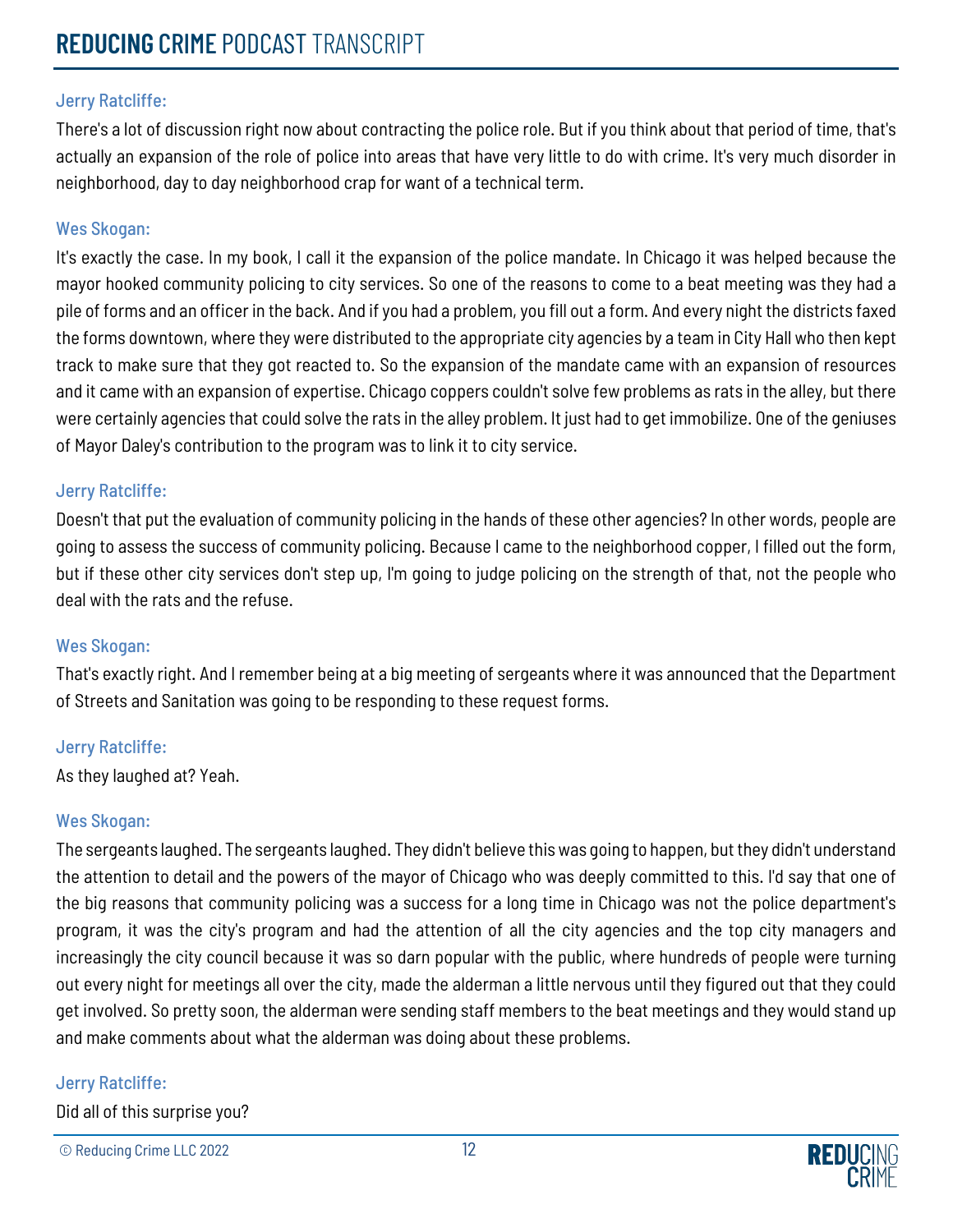Jerry Ratcliffe:

There's a lot of discussion right now about contracting the police role. But if you think about that period of time, that's actually an expansion of the role of police into areas that have very little to do with crime. It's very much disorder in neighborhood, day to day neighborhood crap for want of a technical term.

Wes Skogan:

It's exactly the case. In my book, I call it the expansion of the police mandate. In Chicago it was helped because the mayor hooked community policing to city services. So one of the reasons to come to a beat meeting was they had a pile of forms and an officer in the back. And if you had a problem, you fill out a form. And every night the districts faxed the forms downtown, where they were distributed to the appropriate city agencies by a team in City Hall who then kept track to make sure that they got reacted to. So the expansion of the mandate came with an expansion of resources and it came with an expansion of expertise. Chicago coppers couldn't solve few problems as rats in the alley, but there were certainly agencies that could solve the rats in the alley problem. It just had to get immobilize. One of the geniuses of Mayor Daley's contribution to the program was to link it to city service.

Jerry Ratcliffe:

Doesn't that put the evaluation of community policing in the hands of these other agencies? In other words, people are going to assess the success of community policing. Because I came to the neighborhood copper, I filled out the form, but if these other city services don't step up, I'm going to judge policing on the strength of that, not the people who deal with the rats and the refuse.

Wes Skogan:

That's exactly right. And I remember being at a big meeting of sergeants where it was announced that the Department of Streets and Sanitation was going to be responding to these request forms.

Jerry Ratcliffe:

As they laughed at? Yeah.

Wes Skogan:

The sergeants laughed. The sergeants laughed. They didn't believe this was going to happen, but they didn't understand the attention to detail and the powers of the mayor of Chicago who was deeply committed to this. I'd say that one of the big reasons that community policing was a success for a long time in Chicago was not the police department's program, it was the city's program and had the attention of all the city agencies and the top city managers and increasingly the city council because it was so darn popular with the public, where hundreds of people were turning out every night for meetings all over the city, made the alderman a little nervous until they figured out that they could get involved. So pretty soon, the alderman were sending staff members to the beat meetings and they would stand up and make comments about what the alderman was doing about these problems.

Jerry Ratcliffe:

Did all of this surprise you?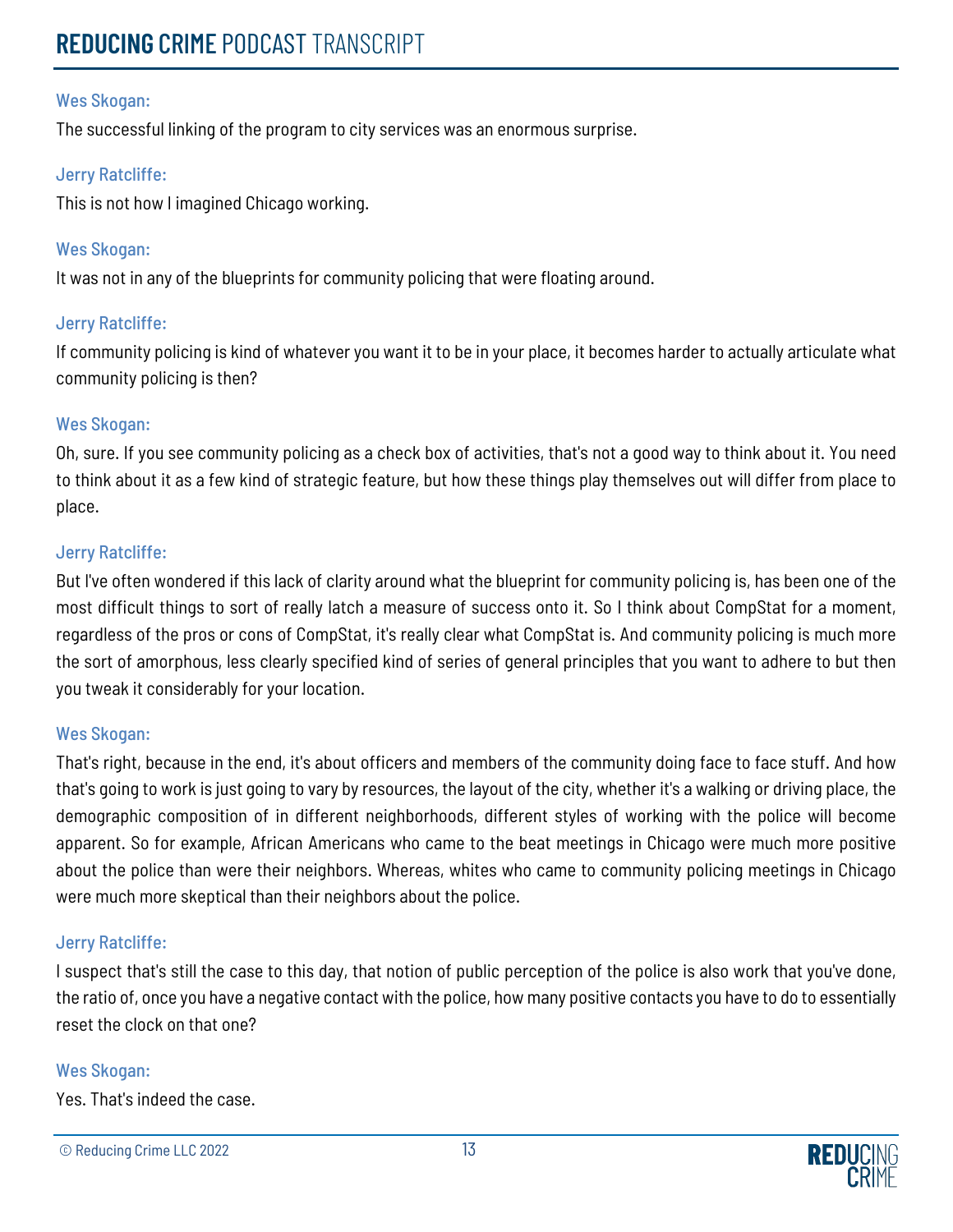Wes Skogan:

The successful linking of the program to city services was an enormous surprise.

Jerry Ratcliffe:

This is not how I imagined Chicago working.

Wes Skogan:

It was not in any of the blueprints for community policing that were floating around.

Jerry Ratcliffe:

If community policing is kind of whatever you want it to be in your place, it becomes harder to actually articulate what community policing is then?

Wes Skogan:

Oh, sure. If you see community policing as a check box of activities, that's not a good way to think about it. You need to think about it as a few kind of strategic feature, but how these things play themselves out will differ from place to place.

Jerry Ratcliffe:

But I've often wondered if this lack of clarity around what the blueprint for community policing is, has been one of the most difficult things to sort of really latch a measure of success onto it. So I think about CompStat for a moment, regardless of the pros or cons of CompStat, it's really clear what CompStat is. And community policing is much more the sort of amorphous, less clearly specified kind of series of general principles that you want to adhere to but then you tweak it considerably for your location.

Wes Skogan:

That's right, because in the end, it's about officers and members of the community doing face to face stuff. And how that's going to work is just going to vary by resources, the layout of the city, whether it's a walking or driving place, the demographic composition of in different neighborhoods, different styles of working with the police will become apparent. So for example, African Americans who came to the beat meetings in Chicago were much more positive about the police than were their neighbors. Whereas, whites who came to community policing meetings in Chicago were much more skeptical than their neighbors about the police.

Jerry Ratcliffe:

I suspect that's still the case to this day, that notion of public perception of the police is also work that you've done, the ratio of, once you have a negative contact with the police, how many positive contacts you have to do to essentially reset the clock on that one?

Wes Skogan:

Yes. That's indeed the case.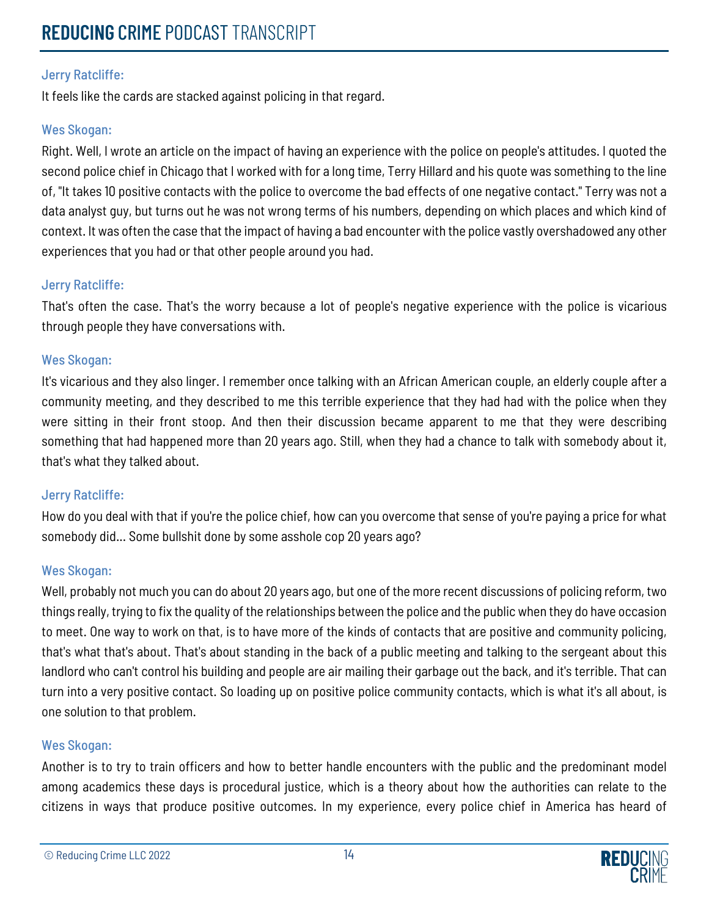Jerry Ratcliffe:

It feels like the cards are stacked against policing in that regard.

Wes Skogan:

Right. Well, I wrote an article on the impact of having an experience with the police on people's attitudes. I quoted the second police chief in Chicago that I worked with for a long time, Terry Hillard and his quote was something to the line of, "It takes 10 positive contacts with the police to overcome the bad effects of one negative contact." Terry was not a data analyst guy, but turns out he was not wrong terms of his numbers, depending on which places and which kind of context. It was often the case that the impact of having a bad encounter with the police vastly overshadowed any other experiences that you had or that other people around you had.

Jerry Ratcliffe:

That's often the case. That's the worry because a lot of people's negative experience with the police is vicarious through people they have conversations with.

Wes Skogan:

It's vicarious and they also linger. I remember once talking with an African American couple, an elderly couple after a community meeting, and they described to me this terrible experience that they had had with the police when they were sitting in their front stoop. And then their discussion became apparent to me that they were describing something that had happened more than 20 years ago. Still, when they had a chance to talk with somebody about it, that's what they talked about.

Jerry Ratcliffe:

How do you deal with that if you're the police chief, how can you overcome that sense of you're paying a price for what somebody did... Some bullshit done by some asshole cop 20 years ago?

Wes Skogan:

Well, probably not much you can do about 20 years ago, but one of the more recent discussions of policing reform, two things really, trying to fix the quality of the relationships between the police and the public when they do have occasion to meet. One way to work on that, is to have more of the kinds of contacts that are positive and community policing, that's what that's about. That's about standing in the back of a public meeting and talking to the sergeant about this landlord who can't control his building and people are air mailing their garbage out the back, and it's terrible. That can turn into a very positive contact. So loading up on positive police community contacts, which is what it's all about, is one solution to that problem.

Wes Skogan:

Another is to try to train officers and how to better handle encounters with the public and the predominant model among academics these days is procedural justice, which is a theory about how the authorities can relate to the citizens in ways that produce positive outcomes. In my experience, every police chief in America has heard of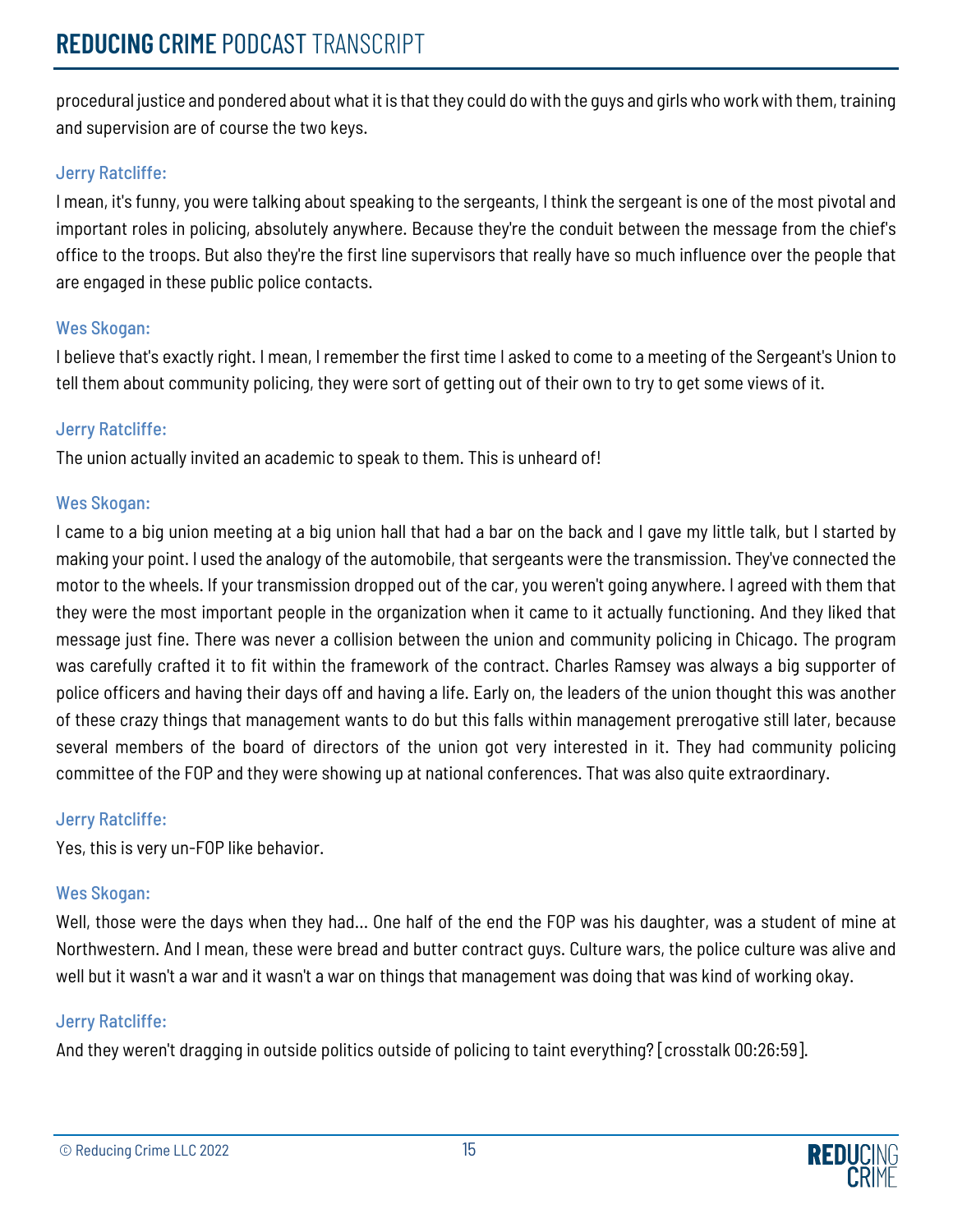procedural justice and pondered about what it is that they could do with the guys and girls who work with them, training and supervision are of course the two keys.

Jerry Ratcliffe:

I mean, it's funny, you were talking about speaking to the sergeants, I think the sergeant is one of the most pivotal and important roles in policing, absolutely anywhere. Because they're the conduit between the message from the chief's office to the troops. But also they're the first line supervisors that really have so much influence over the people that are engaged in these public police contacts.

Wes Skogan:

I believe that's exactly right. I mean, I remember the first time I asked to come to a meeting of the Sergeant's Union to tell them about community policing, they were sort of getting out of their own to try to get some views of it.

Jerry Ratcliffe:

The union actually invited an academic to speak to them. This is unheard of!

Wes Skogan:

I came to a big union meeting at a big union hall that had a bar on the back and I gave my little talk, but I started by making your point. I used the analogy of the automobile, that sergeants were the transmission. They've connected the motor to the wheels. If your transmission dropped out of the car, you weren't going anywhere. I agreed with them that they were the most important people in the organization when it came to it actually functioning. And they liked that message just fine. There was never a collision between the union and community policing in Chicago. The program was carefully crafted it to fit within the framework of the contract. Charles Ramsey was always a big supporter of police officers and having their days off and having a life. Early on, the leaders of the union thought this was another of these crazy things that management wants to do but this falls within management prerogative still later, because several members of the board of directors of the union got very interested in it. They had community policing committee of the FOP and they were showing up at national conferences. That was also quite extraordinary.

Jerry Ratcliffe:

Yes, this is very un-FOP like behavior.

Wes Skogan:

Well, those were the days when they had... One half of the end the FOP was his daughter, was a student of mine at Northwestern. And I mean, these were bread and butter contract guys. Culture wars, the police culture was alive and well but it wasn't a war and it wasn't a war on things that management was doing that was kind of working okay.

Jerry Ratcliffe:

And they weren't dragging in outside politics outside of policing to taint everything? [crosstalk 00:26:59].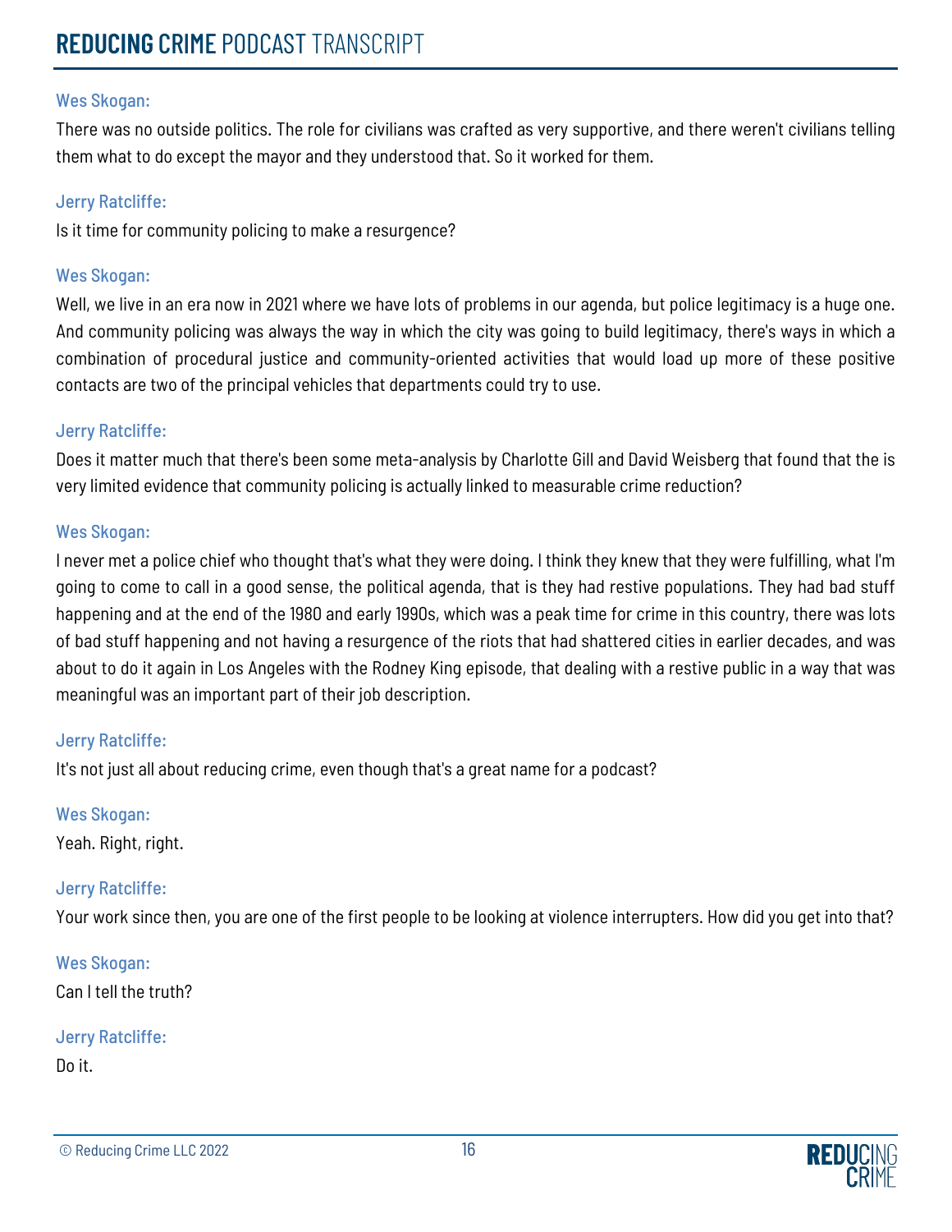Wes Skogan:

There was no outside politics. The role for civilians was crafted as very supportive, and there weren't civilians telling them what to do except the mayor and they understood that. So it worked for them.

Jerry Ratcliffe:

Is it time for community policing to make a resurgence?

Wes Skogan:

Well, we live in an era now in 2021 where we have lots of problems in our agenda, but police legitimacy is a huge one. And community policing was always the way in which the city was going to build legitimacy, there's ways in which a combination of procedural justice and community-oriented activities that would load up more of these positive contacts are two of the principal vehicles that departments could try to use.

Jerry Ratcliffe:

Does it matter much that there's been some meta-analysis by Charlotte Gill and David Weisberg that found that the is very limited evidence that community policing is actually linked to measurable crime reduction?

Wes Skogan:

I never met a police chief who thought that's what they were doing. I think they knew that they were fulfilling, what I'm going to come to call in a good sense, the political agenda, that is they had restive populations. They had bad stuff happening and at the end of the 1980 and early 1990s, which was a peak time for crime in this country, there was lots of bad stuff happening and not having a resurgence of the riots that had shattered cities in earlier decades, and was about to do it again in Los Angeles with the Rodney King episode, that dealing with a restive public in a way that was meaningful was an important part of their job description.

Jerry Ratcliffe:

It's not just all about reducing crime, even though that's a great name for a podcast?

Wes Skogan:

Yeah. Right, right.

Jerry Ratcliffe:

Your work since then, you are one of the first people to be looking at violence interrupters. How did you get into that?

Wes Skogan:

Can I tell the truth?

Jerry Ratcliffe:

Do it.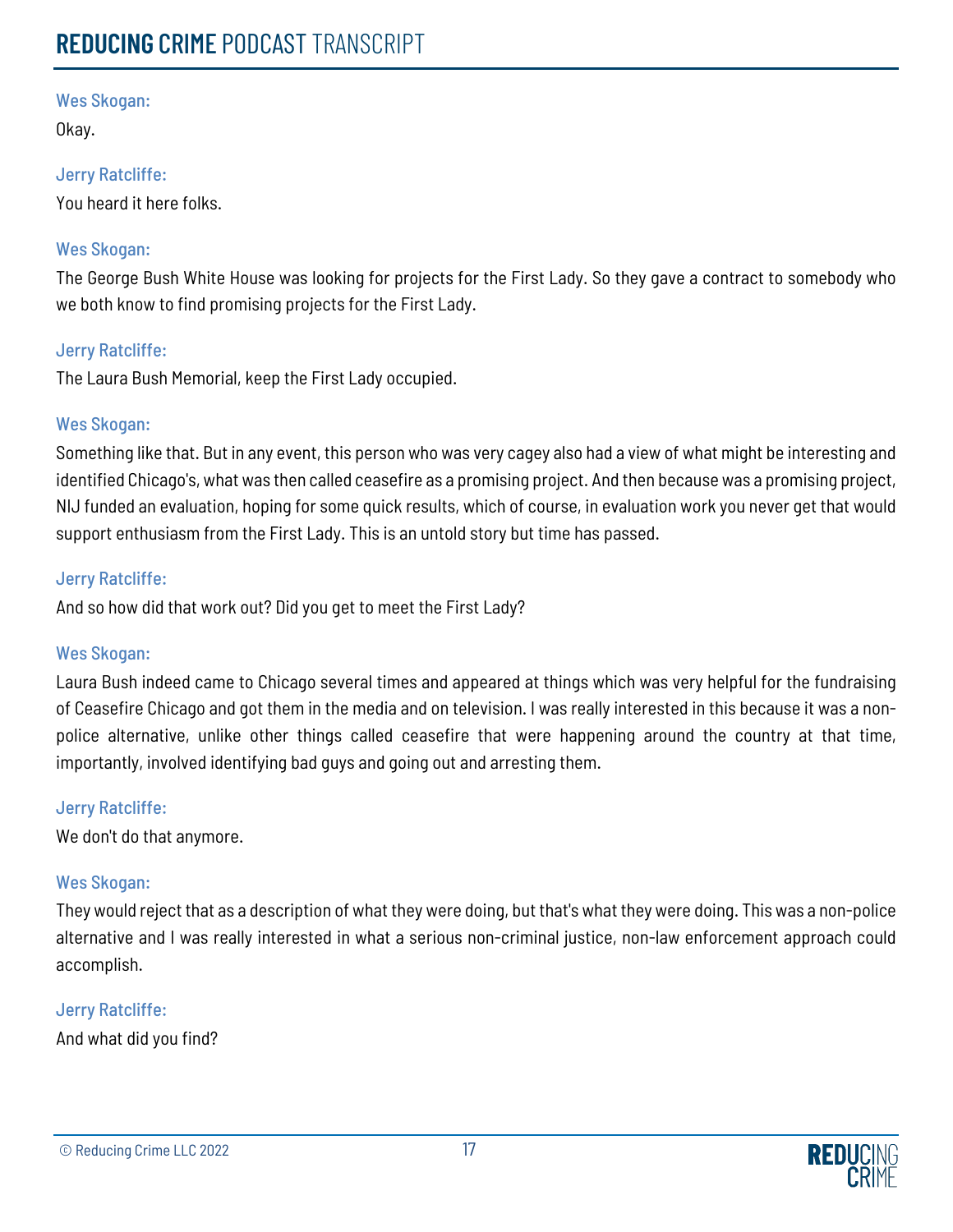**Wes Skogan:**

Okay.

**Jerry Ratcliffe:**

You heard it here folks.

**Wes Skogan:**

The George Bush White House was looking for projects for the First Lady. So they gave a contract to somebody who we both know to find promising projects for the First Lady.

**Jerry Ratcliffe:**

The Laura Bush Memorial, keep the First Lady occupied.

**Wes Skogan:**

Something like that. But in any event, this person who was very cagey also had a view of what might be interesting and identified Chicago's, what was then called ceasefire as a promising project. And then because was a promising project, NIJ funded an evaluation, hoping for some quick results, which of course, in evaluation work you never get that would support enthusiasm from the First Lady. This is an untold story but time has passed.

**Jerry Ratcliffe:**

And so how did that work out? Did you get to meet the First Lady?

**Wes Skogan:**

Laura Bush indeed came to Chicago several times and appeared at things which was very helpful for the fundraising of Ceasefire Chicago and got them in the media and on television. I was really interested in this because it was a non-police alternative, unlike other things called ceasefire that were happening around the country at that time, importantly, involved identifying bad guys and going out and arresting them.

**Jerry Ratcliffe:**

We don't do that anymore.

**Wes Skogan:**

They would reject that as a description of what they were doing, but that's what they were doing. This was a non-police alternative and I was really interested in what a serious non-criminal justice, non-law enforcement approach could accomplish.

**Jerry Ratcliffe:**

And what did you find?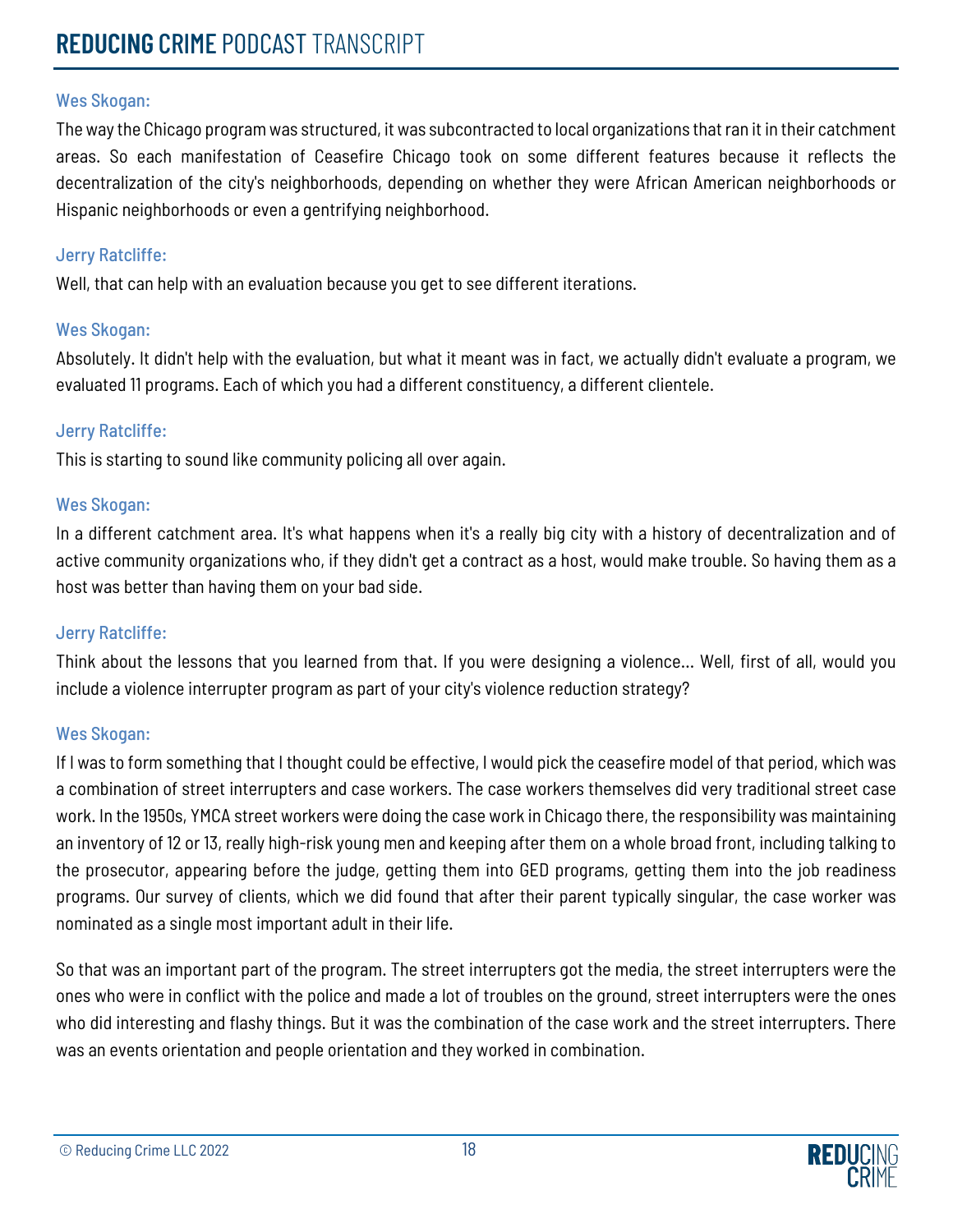Wes Skogan:

The way the Chicago program was structured, it was subcontracted to local organizations that ran it in their catchment areas. So each manifestation of Ceasefire Chicago took on some different features because it reflects the decentralization of the city's neighborhoods, depending on whether they were African American neighborhoods or Hispanic neighborhoods or even a gentrifying neighborhood.

Jerry Ratcliffe:

Well, that can help with an evaluation because you get to see different iterations.

Wes Skogan:

Absolutely. It didn't help with the evaluation, but what it meant was in fact, we actually didn't evaluate a program, we evaluated 11 programs. Each of which you had a different constituency, a different clientele.

Jerry Ratcliffe:

This is starting to sound like community policing all over again.

Wes Skogan:

In a different catchment area. It's what happens when it's a really big city with a history of decentralization and of active community organizations who, if they didn't get a contract as a host, would make trouble. So having them as a host was better than having them on your bad side.

Jerry Ratcliffe:

Think about the lessons that you learned from that. If you were designing a violence... Well, first of all, would you include a violence interrupter program as part of your city's violence reduction strategy?

Wes Skogan:

If I was to form something that I thought could be effective, I would pick the ceasefire model of that period, which was a combination of street interrupters and case workers. The case workers themselves did very traditional street case work. In the 1950s, YMCA street workers were doing the case work in Chicago there, the responsibility was maintaining an inventory of 12 or 13, really high-risk young men and keeping after them on a whole broad front, including talking to the prosecutor, appearing before the judge, getting them into GED programs, getting them into the job readiness programs. Our survey of clients, which we did found that after their parent typically singular, the case worker was nominated as a single most important adult in their life.

So that was an important part of the program. The street interrupters got the media, the street interrupters were the ones who were in conflict with the police and made a lot of troubles on the ground, street interrupters were the ones who did interesting and flashy things. But it was the combination of the case work and the street interrupters. There was an events orientation and people orientation and they worked in combination.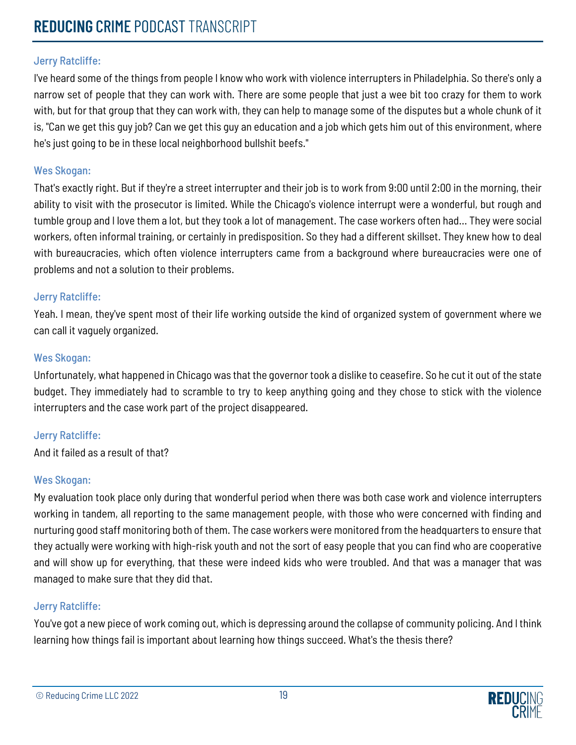Jerry Ratcliffe:

I've heard some of the things from people I know who work with violence interrupters in Philadelphia. So there's only a narrow set of people that they can work with. There are some people that just a wee bit too crazy for them to work with, but for that group that they can work with, they can help to manage some of the disputes but a whole chunk of it is, "Can we get this guy job? Can we get this guy an education and a job which gets him out of this environment, where he's just going to be in these local neighborhood bullshit beefs."

Wes Skogan:

That's exactly right. But if they're a street interrupter and their job is to work from 9:00 until 2:00 in the morning, their ability to visit with the prosecutor is limited. While the Chicago's violence interrupt were a wonderful, but rough and tumble group and I love them a lot, but they took a lot of management. The case workers often had... They were social workers, often informal training, or certainly in predisposition. So they had a different skillset. They knew how to deal with bureaucracies, which often violence interrupters came from a background where bureaucracies were one of problems and not a solution to their problems.

Jerry Ratcliffe:

Yeah. I mean, they've spent most of their life working outside the kind of organized system of government where we can call it vaguely organized.

Wes Skogan:

Unfortunately, what happened in Chicago was that the governor took a dislike to ceasefire. So he cut it out of the state budget. They immediately had to scramble to try to keep anything going and they chose to stick with the violence interrupters and the case work part of the project disappeared.

Jerry Ratcliffe:

And it failed as a result of that?

Wes Skogan:

My evaluation took place only during that wonderful period when there was both case work and violence interrupters working in tandem, all reporting to the same management people, with those who were concerned with finding and nurturing good staff monitoring both of them. The case workers were monitored from the headquarters to ensure that they actually were working with high-risk youth and not the sort of easy people that you can find who are cooperative and will show up for everything, that these were indeed kids who were troubled. And that was a manager that was managed to make sure that they did that.

Jerry Ratcliffe:

You've got a new piece of work coming out, which is depressing around the collapse of community policing. And I think learning how things fail is important about learning how things succeed. What's the thesis there?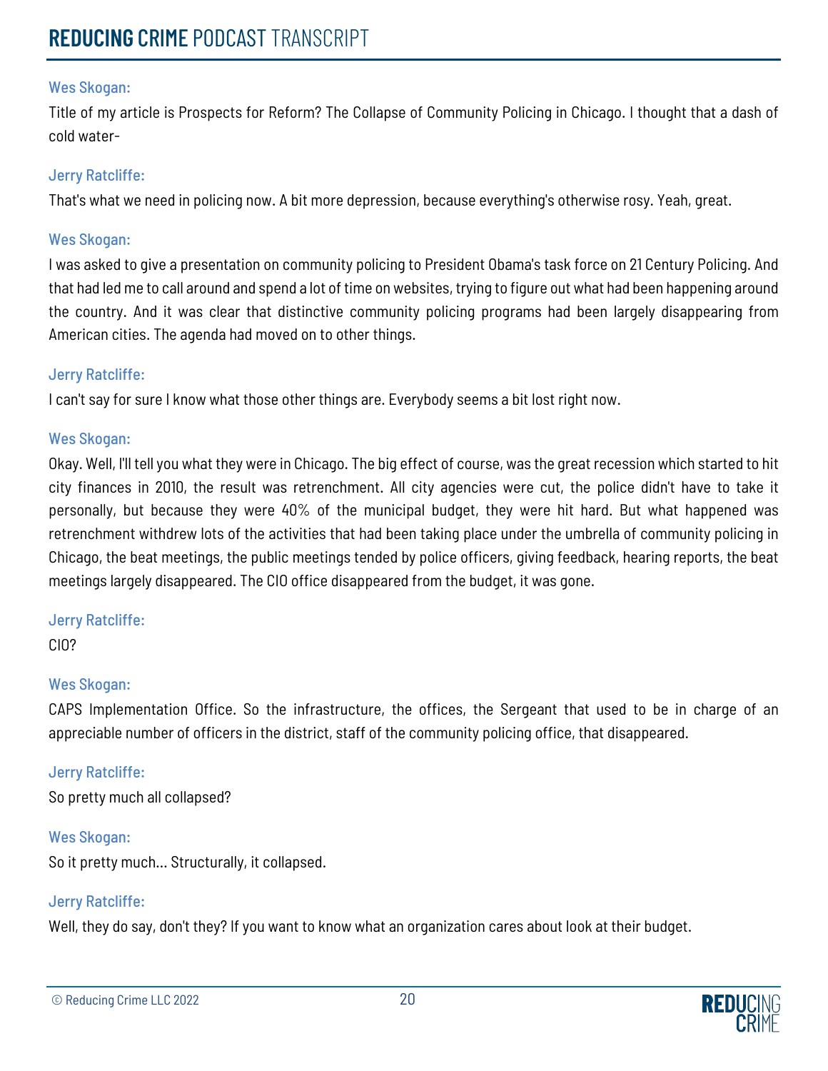**Wes Skogan:**

Title of my article is Prospects for Reform? The Collapse of Community Policing in Chicago. I thought that a dash of cold water-

**Jerry Ratcliffe:**

That's what we need in policing now. A bit more depression, because everything's otherwise rosy. Yeah, great.

**Wes Skogan:**

I was asked to give a presentation on community policing to President Obama's task force on 21 Century Policing. And that had led me to call around and spend a lot of time on websites, trying to figure out what had been happening around the country. And it was clear that distinctive community policing programs had been largely disappearing from American cities. The agenda had moved on to other things.

**Jerry Ratcliffe:**

I can't say for sure I know what those other things are. Everybody seems a bit lost right now.

**Wes Skogan:**

Okay. Well, I'll tell you what they were in Chicago. The big effect of course, was the great recession which started to hit city finances in 2010, the result was retrenchment. All city agencies were cut, the police didn't have to take it personally, but because they were 40% of the municipal budget, they were hit hard. But what happened was retrenchment withdrew lots of the activities that had been taking place under the umbrella of community policing in Chicago, the beat meetings, the public meetings tended by police officers, giving feedback, hearing reports, the beat meetings largely disappeared. The CIO office disappeared from the budget, it was gone.

**Jerry Ratcliffe:**

CIO?

**Wes Skogan:**

CAPS Implementation Office. So the infrastructure, the offices, the Sergeant that used to be in charge of an appreciable number of officers in the district, staff of the community policing office, that disappeared.

**Jerry Ratcliffe:**

So pretty much all collapsed?

**Wes Skogan:**

So it pretty much... Structurally, it collapsed.

**Jerry Ratcliffe:**

Well, they do say, don't they? If you want to know what an organization cares about look at their budget.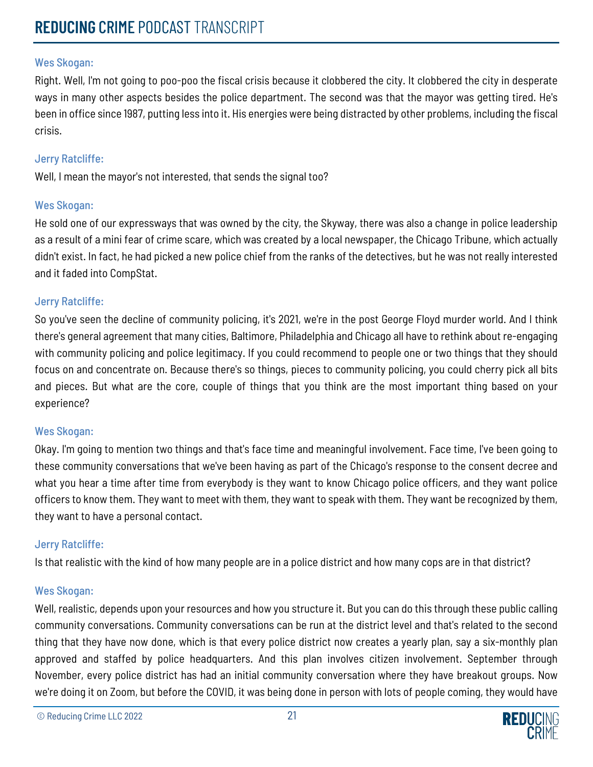Wes Skogan:

Right. Well, I'm not going to poo-poo the fiscal crisis because it clobbered the city. It clobbered the city in desperate ways in many other aspects besides the police department. The second was that the mayor was getting tired. He's been in office since 1987, putting less into it. His energies were being distracted by other problems, including the fiscal crisis.

Jerry Ratcliffe:

Well, I mean the mayor's not interested, that sends the signal too?

Wes Skogan:

He sold one of our expressways that was owned by the city, the Skyway, there was also a change in police leadership as a result of a mini fear of crime scare, which was created by a local newspaper, the Chicago Tribune, which actually didn't exist. In fact, he had picked a new police chief from the ranks of the detectives, but he was not really interested and it faded into CompStat.

Jerry Ratcliffe:

So you've seen the decline of community policing, it's 2021, we're in the post George Floyd murder world. And I think there's general agreement that many cities, Baltimore, Philadelphia and Chicago all have to rethink about re-engaging with community policing and police legitimacy. If you could recommend to people one or two things that they should focus on and concentrate on. Because there's so things, pieces to community policing, you could cherry pick all bits and pieces. But what are the core, couple of things that you think are the most important thing based on your experience?

Wes Skogan:

Okay. I'm going to mention two things and that's face time and meaningful involvement. Face time, I've been going to these community conversations that we've been having as part of the Chicago's response to the consent decree and what you hear a time after time from everybody is they want to know Chicago police officers, and they want police officers to know them. They want to meet with them, they want to speak with them. They want be recognized by them, they want to have a personal contact.

Jerry Ratcliffe:

Is that realistic with the kind of how many people are in a police district and how many cops are in that district?

Wes Skogan:

Well, realistic, depends upon your resources and how you structure it. But you can do this through these public calling community conversations. Community conversations can be run at the district level and that's related to the second thing that they have now done, which is that every police district now creates a yearly plan, say a six-monthly plan approved and staffed by police headquarters. And this plan involves citizen involvement. September through November, every police district has had an initial community conversation where they have breakout groups. Now we're doing it on Zoom, but before the COVID, it was being done in person with lots of people coming, they would have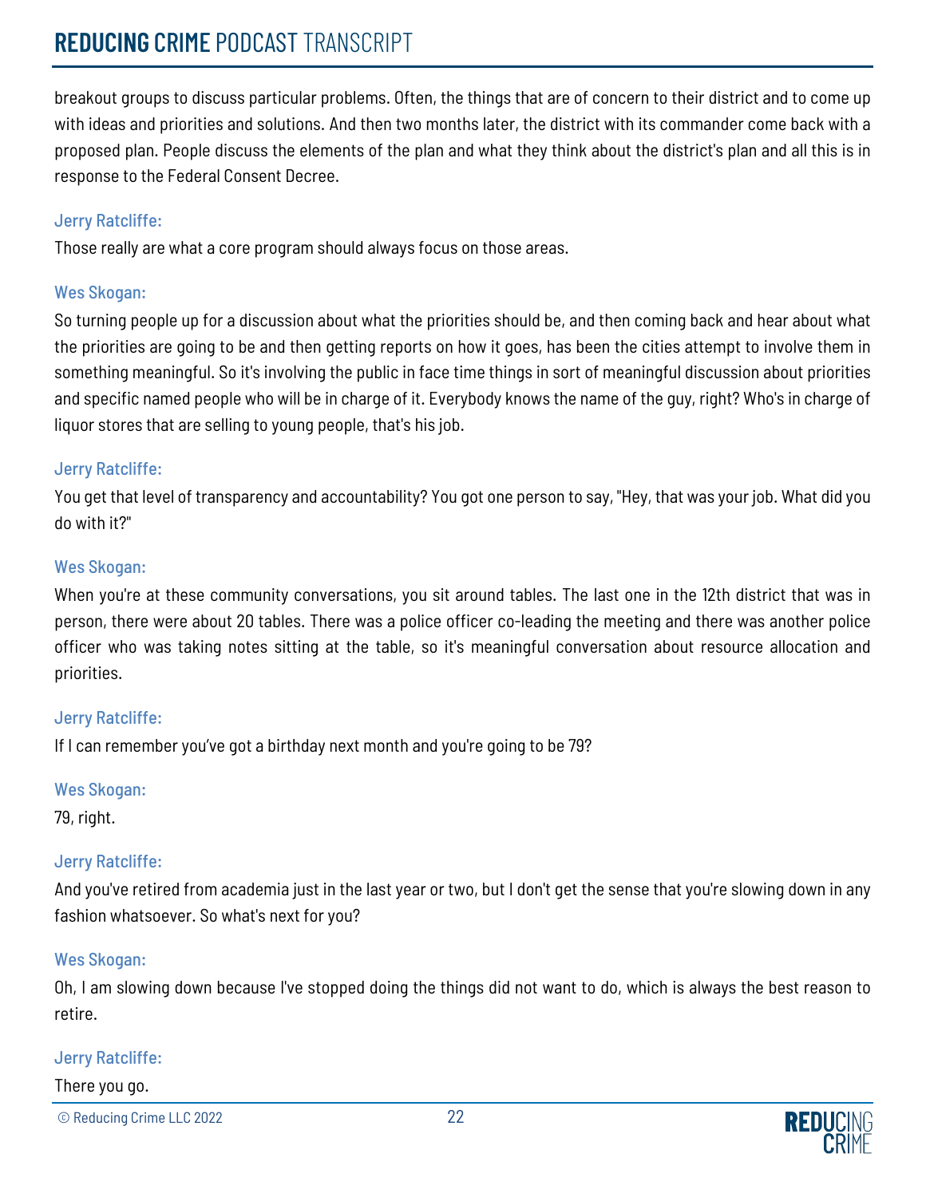breakout groups to discuss particular problems. Often, the things that are of concern to their district and to come up with ideas and priorities and solutions. And then two months later, the district with its commander come back with a proposed plan. People discuss the elements of the plan and what they think about the district's plan and all this is in response to the Federal Consent Decree.

Jerry Ratcliffe:

Those really are what a core program should always focus on those areas.

Wes Skogan:

So turning people up for a discussion about what the priorities should be, and then coming back and hear about what the priorities are going to be and then getting reports on how it goes, has been the cities attempt to involve them in something meaningful. So it's involving the public in face time things in sort of meaningful discussion about priorities and specific named people who will be in charge of it. Everybody knows the name of the guy, right? Who's in charge of liquor stores that are selling to young people, that's his job.

Jerry Ratcliffe:

You get that level of transparency and accountability? You got one person to say, "Hey, that was your job. What did you do with it?"

Wes Skogan:

When you're at these community conversations, you sit around tables. The last one in the 12th district that was in person, there were about 20 tables. There was a police officer co-leading the meeting and there was another police officer who was taking notes sitting at the table, so it's meaningful conversation about resource allocation and priorities.

Jerry Ratcliffe:

If I can remember you've got a birthday next month and you're going to be 79?

Wes Skogan:

79, right.

Jerry Ratcliffe:

And you've retired from academia just in the last year or two, but I don't get the sense that you're slowing down in any fashion whatsoever. So what's next for you?

Wes Skogan:

Oh, I am slowing down because I've stopped doing the things did not want to do, which is always the best reason to retire.

Jerry Ratcliffe:

There you go.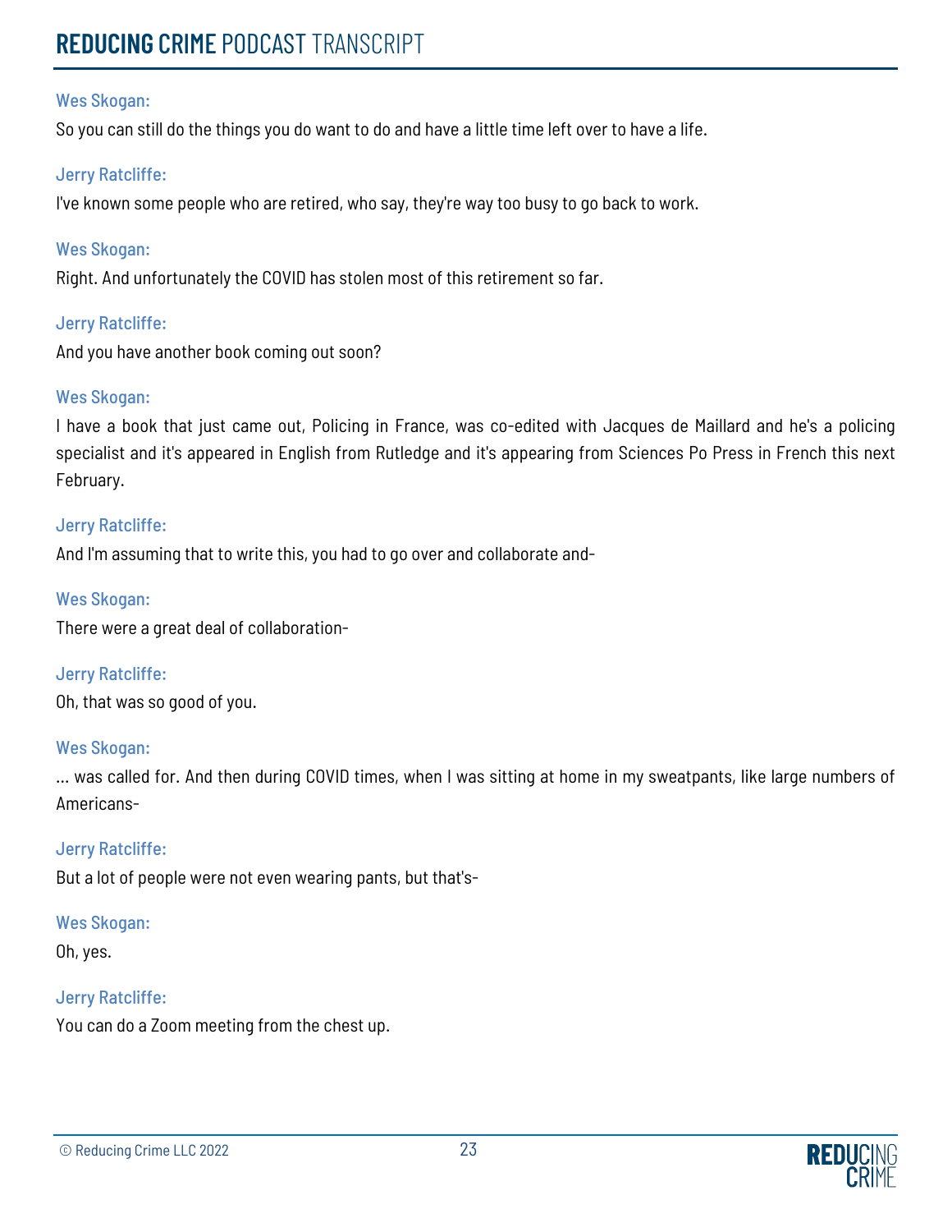**Wes Skogan:**

So you can still do the things you do want to do and have a little time left over to have a life.

**Jerry Ratcliffe:**

I've known some people who are retired, who say, they're way too busy to go back to work.

**Wes Skogan:**

Right. And unfortunately the COVID has stolen most of this retirement so far.

**Jerry Ratcliffe:**

And you have another book coming out soon?

**Wes Skogan:**

I have a book that just came out, Policing in France, was co-edited with Jacques de Maillard and he's a policing specialist and it's appeared in English from Rutledge and it's appearing from Sciences Po Press in French this next February.

**Jerry Ratcliffe:**

And I'm assuming that to write this, you had to go over and collaborate and-

**Wes Skogan:**

There were a great deal of collaboration-

**Jerry Ratcliffe:**

Oh, that was so good of you.

**Wes Skogan:**

... was called for. And then during COVID times, when I was sitting at home in my sweatpants, like large numbers of Americans-

**Jerry Ratcliffe:**

But a lot of people were not even wearing pants, but that's-

**Wes Skogan:**

Oh, yes.

**Jerry Ratcliffe:**

You can do a Zoom meeting from the chest up.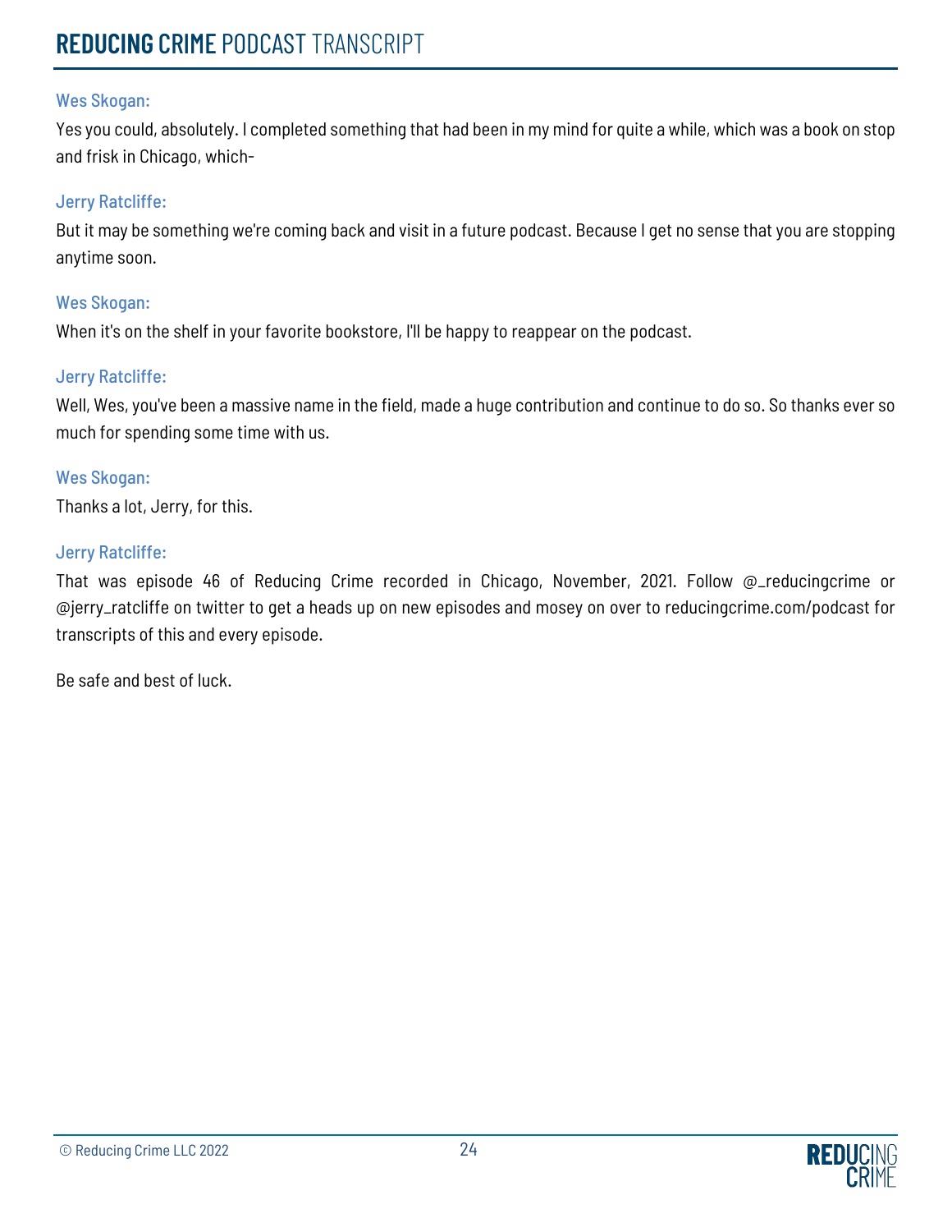Wes Skogan:

Yes you could, absolutely. I completed something that had been in my mind for quite a while, which was a book on stop and frisk in Chicago, which-

Jerry Ratcliffe:

But it may be something we're coming back and visit in a future podcast. Because I get no sense that you are stopping anytime soon.

Wes Skogan:

When it's on the shelf in your favorite bookstore, I'll be happy to reappear on the podcast.

Jerry Ratcliffe:

Well, Wes, you've been a massive name in the field, made a huge contribution and continue to do so. So thanks ever so much for spending some time with us.

Wes Skogan:

Thanks a lot, Jerry, for this.

Jerry Ratcliffe:

That was episode 46 of Reducing Crime recorded in Chicago, November, 2021. Follow @_reducingcrime or @jerry_ratcliffe on twitter to get a heads up on new episodes and mosey on over to reducingcrime.com/podcast for transcripts of this and every episode.

Be safe and best of luck.